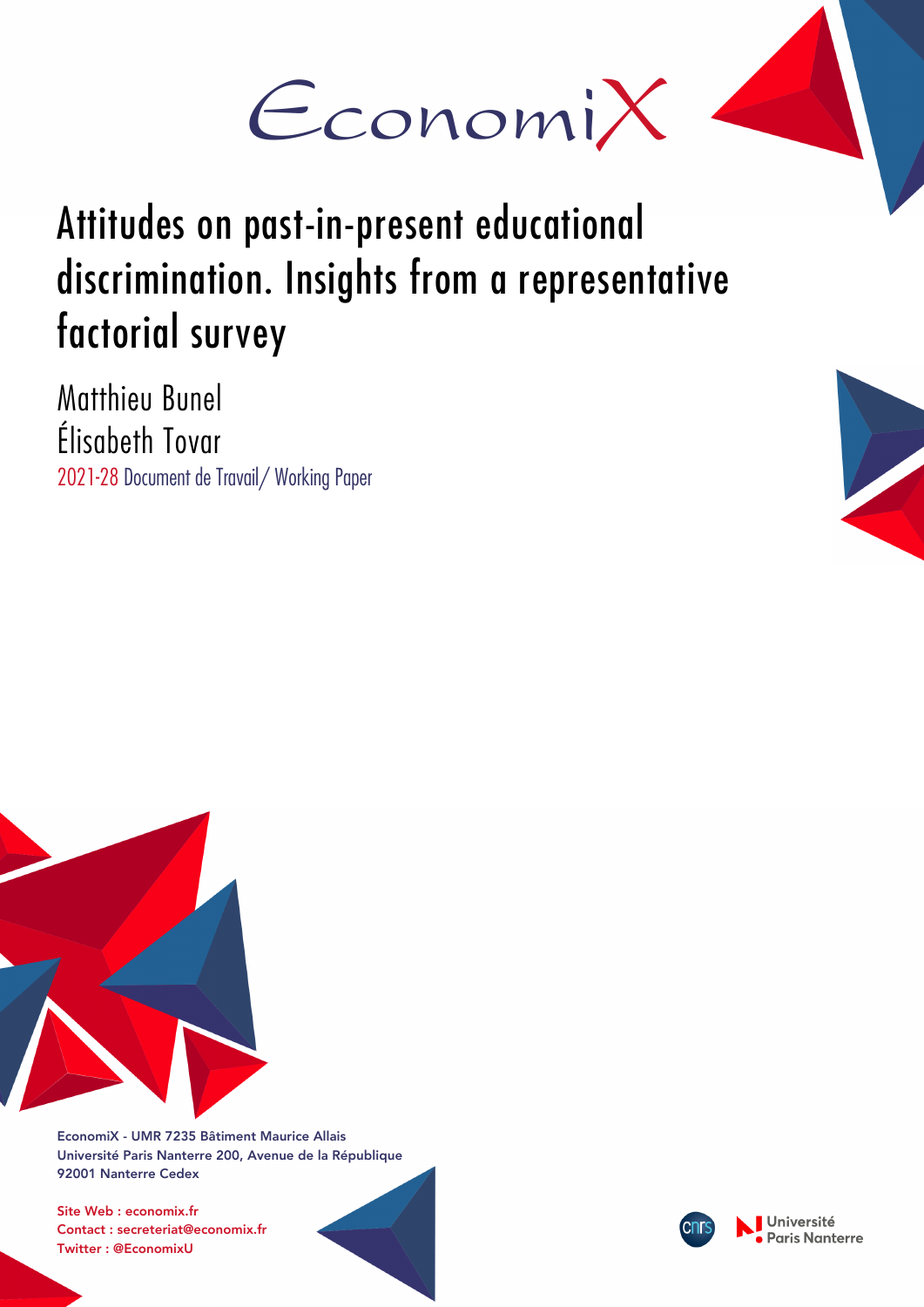EconomiX

# Attitudes on past-in-present educational discrimination. Insights from a representative factorial survey

Matthieu Bunel
Élisabeth Tovar

2021-28 Document de Travail/ Working Paper

EconomiX - UMR 7235 Bâtiment Maurice Allais
Université Paris Nanterre 200, Avenue de la République
92001 Nanterre Cedex

Site Web : economix.fr
Contact : secreteriat@economix.fr
Twitter : @EconomixU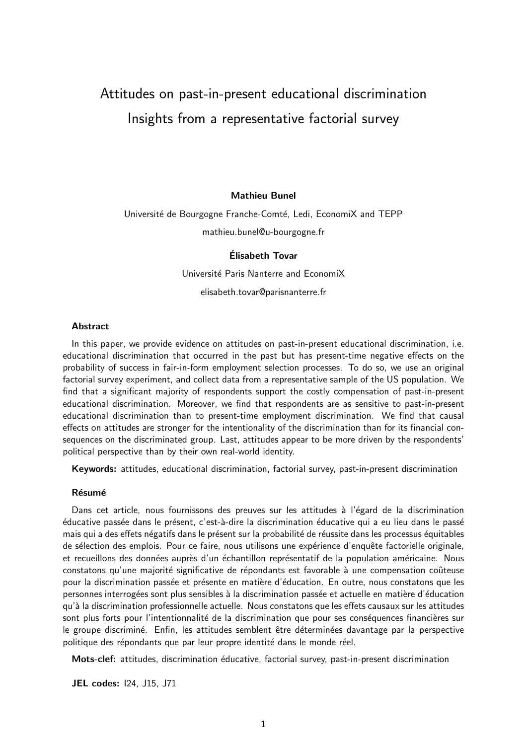# Attitudes on past-in-present educational discrimination
# Insights from a representative factorial survey

**Mathieu Bunel**

Université de Bourgogne Franche-Comté, Ledi, EconomiX and TEPP

mathieu.bunel@u-bourgogne.fr

**Élisabeth Tovar**

Université Paris Nanterre and EconomiX

elisabeth.tovar@parisnanterre.fr

#### Abstract

In this paper, we provide evidence on attitudes on past-in-present educational discrimination, i.e. educational discrimination that occurred in the past but has present-time negative effects on the probability of success in fair-in-form employment selection processes. To do so, we use an original factorial survey experiment, and collect data from a representative sample of the US population. We find that a significant majority of respondents support the costly compensation of past-in-present educational discrimination. Moreover, we find that respondents are as sensitive to past-in-present educational discrimination than to present-time employment discrimination. We find that causal effects on attitudes are stronger for the intentionality of the discrimination than for its financial consequences on the discriminated group. Last, attitudes appear to be more driven by the respondents' political perspective than by their own real-world identity.

**Keywords:** attitudes, educational discrimination, factorial survey, past-in-present discrimination

#### Résumé

Dans cet article, nous fournissons des preuves sur les attitudes à l'égard de la discrimination éducative passée dans le présent, c'est-à-dire la discrimination éducative qui a eu lieu dans le passé mais qui a des effets négatifs dans le présent sur la probabilité de réussite dans les processus équitables de sélection des emplois. Pour ce faire, nous utilisons une expérience d'enquête factorielle originale, et recueillons des données auprès d'un échantillon représentatif de la population américaine. Nous constatons qu'une majorité significative de répondants est favorable à une compensation coûteuse pour la discrimination passée et présente en matière d'éducation. En outre, nous constatons que les personnes interrogées sont plus sensibles à la discrimination passée et actuelle en matière d'éducation qu'à la discrimination professionnelle actuelle. Nous constatons que les effets causaux sur les attitudes sont plus forts pour l'intentionnalité de la discrimination que pour ses conséquences financières sur le groupe discriminé. Enfin, les attitudes semblent être déterminées davantage par la perspective politique des répondants que par leur propre identité dans le monde réel.

**Mots-clef:** attitudes, discrimination éducative, factorial survey, past-in-present discrimination

**JEL codes:** I24, J15, J71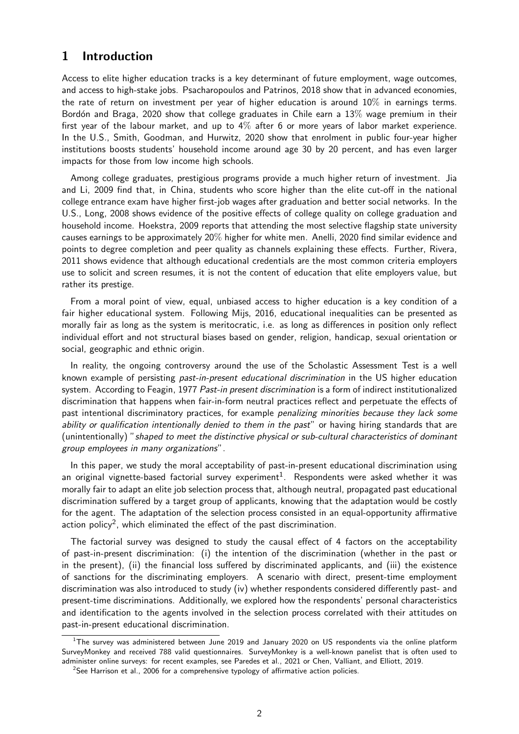# 1 Introduction

Access to elite higher education tracks is a key determinant of future employment, wage outcomes, and access to high-stake jobs. Psacharopoulos and Patrinos, 2018 show that in advanced economies, the rate of return on investment per year of higher education is around 10% in earnings terms. Bordón and Braga, 2020 show that college graduates in Chile earn a 13% wage premium in their first year of the labour market, and up to 4% after 6 or more years of labor market experience. In the U.S., Smith, Goodman, and Hurwitz, 2020 show that enrolment in public four-year higher institutions boosts students' household income around age 30 by 20 percent, and has even larger impacts for those from low income high schools.

Among college graduates, prestigious programs provide a much higher return of investment. Jia and Li, 2009 find that, in China, students who score higher than the elite cut-off in the national college entrance exam have higher first-job wages after graduation and better social networks. In the U.S., Long, 2008 shows evidence of the positive effects of college quality on college graduation and household income. Hoekstra, 2009 reports that attending the most selective flagship state university causes earnings to be approximately 20% higher for white men. Anelli, 2020 find similar evidence and points to degree completion and peer quality as channels explaining these effects. Further, Rivera, 2011 shows evidence that although educational credentials are the most common criteria employers use to solicit and screen resumes, it is not the content of education that elite employers value, but rather its prestige.

From a moral point of view, equal, unbiased access to higher education is a key condition of a fair higher educational system. Following Mijs, 2016, educational inequalities can be presented as morally fair as long as the system is meritocratic, i.e. as long as differences in position only reflect individual effort and not structural biases based on gender, religion, handicap, sexual orientation or social, geographic and ethnic origin.

In reality, the ongoing controversy around the use of the Scholastic Assessment Test is a well known example of persisting *past-in-present educational discrimination* in the US higher education system. According to Feagin, 1977 *Past-in present discrimination* is a form of indirect institutionalized discrimination that happens when fair-in-form neutral practices reflect and perpetuate the effects of past intentional discriminatory practices, for example *penalizing minorities because they lack some ability or qualification intentionally denied to them in the past*" or having hiring standards that are (unintentionally) "*shaped to meet the distinctive physical or sub-cultural characteristics of dominant group employees in many organizations*".

In this paper, we study the moral acceptability of past-in-present educational discrimination using an original vignette-based factorial survey experiment[1]. Respondents were asked whether it was morally fair to adapt an elite job selection process that, although neutral, propagated past educational discrimination suffered by a target group of applicants, knowing that the adaptation would be costly for the agent. The adaptation of the selection process consisted in an equal-opportunity affirmative action policy[2], which eliminated the effect of the past discrimination.

The factorial survey was designed to study the causal effect of 4 factors on the acceptability of past-in-present discrimination: (i) the intention of the discrimination (whether in the past or in the present), (ii) the financial loss suffered by discriminated applicants, and (iii) the existence of sanctions for the discriminating employers. A scenario with direct, present-time employment discrimination was also introduced to study (iv) whether respondents considered differently past- and present-time discriminations. Additionally, we explored how the respondents' personal characteristics and identification to the agents involved in the selection process correlated with their attitudes on past-in-present educational discrimination.

[1] The survey was administered between June 2019 and January 2020 on US respondents via the online platform SurveyMonkey and received 788 valid questionnaires. SurveyMonkey is a well-known panelist that is often used to administer online surveys: for recent examples, see Paredes et al., 2021 or Chen, Valliant, and Elliott, 2019.

[2] See Harrison et al., 2006 for a comprehensive typology of affirmative action policies.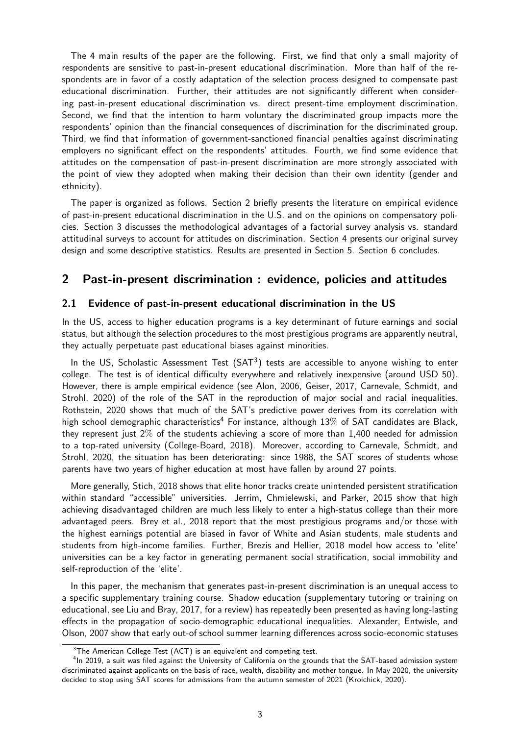The 4 main results of the paper are the following. First, we find that only a small majority of respondents are sensitive to past-in-present educational discrimination. More than half of the respondents are in favor of a costly adaptation of the selection process designed to compensate past educational discrimination. Further, their attitudes are not significantly different when considering past-in-present educational discrimination vs. direct present-time employment discrimination. Second, we find that the intention to harm voluntary the discriminated group impacts more the respondents' opinion than the financial consequences of discrimination for the discriminated group. Third, we find that information of government-sanctioned financial penalties against discriminating employers no significant effect on the respondents' attitudes. Fourth, we find some evidence that attitudes on the compensation of past-in-present discrimination are more strongly associated with the point of view they adopted when making their decision than their own identity (gender and ethnicity).

The paper is organized as follows. Section 2 briefly presents the literature on empirical evidence of past-in-present educational discrimination in the U.S. and on the opinions on compensatory policies. Section 3 discusses the methodological advantages of a factorial survey analysis vs. standard attitudinal surveys to account for attitudes on discrimination. Section 4 presents our original survey design and some descriptive statistics. Results are presented in Section 5. Section 6 concludes.

## 2 Past-in-present discrimination : evidence, policies and attitudes

### 2.1 Evidence of past-in-present educational discrimination in the US

In the US, access to higher education programs is a key determinant of future earnings and social status, but although the selection procedures to the most prestigious programs are apparently neutral, they actually perpetuate past educational biases against minorities.

In the US, Scholastic Assessment Test (SAT[3]) tests are accessible to anyone wishing to enter college. The test is of identical difficulty everywhere and relatively inexpensive (around USD 50). However, there is ample empirical evidence (see Alon, 2006, Geiser, 2017, Carnevale, Schmidt, and Strohl, 2020) of the role of the SAT in the reproduction of major social and racial inequalities. Rothstein, 2020 shows that much of the SAT's predictive power derives from its correlation with high school demographic characteristics[4] For instance, although 13% of SAT candidates are Black, they represent just 2% of the students achieving a score of more than 1,400 needed for admission to a top-rated university (College-Board, 2018). Moreover, according to Carnevale, Schmidt, and Strohl, 2020, the situation has been deteriorating: since 1988, the SAT scores of students whose parents have two years of higher education at most have fallen by around 27 points.

More generally, Stich, 2018 shows that elite honor tracks create unintended persistent stratification within standard "accessible" universities. Jerrim, Chmielewski, and Parker, 2015 show that high achieving disadvantaged children are much less likely to enter a high-status college than their more advantaged peers. Brey et al., 2018 report that the most prestigious programs and/or those with the highest earnings potential are biased in favor of White and Asian students, male students and students from high-income families. Further, Brezis and Hellier, 2018 model how access to 'elite' universities can be a key factor in generating permanent social stratification, social immobility and self-reproduction of the 'elite'.

In this paper, the mechanism that generates past-in-present discrimination is an unequal access to a specific supplementary training course. Shadow education (supplementary tutoring or training on educational, see Liu and Bray, 2017, for a review) has repeatedly been presented as having long-lasting effects in the propagation of socio-demographic educational inequalities. Alexander, Entwisle, and Olson, 2007 show that early out-of school summer learning differences across socio-economic statuses

[3] The American College Test (ACT) is an equivalent and competing test.

[4] In 2019, a suit was filed against the University of California on the grounds that the SAT-based admission system discriminated against applicants on the basis of race, wealth, disability and mother tongue. In May 2020, the university decided to stop using SAT scores for admissions from the autumn semester of 2021 (Kroichick, 2020).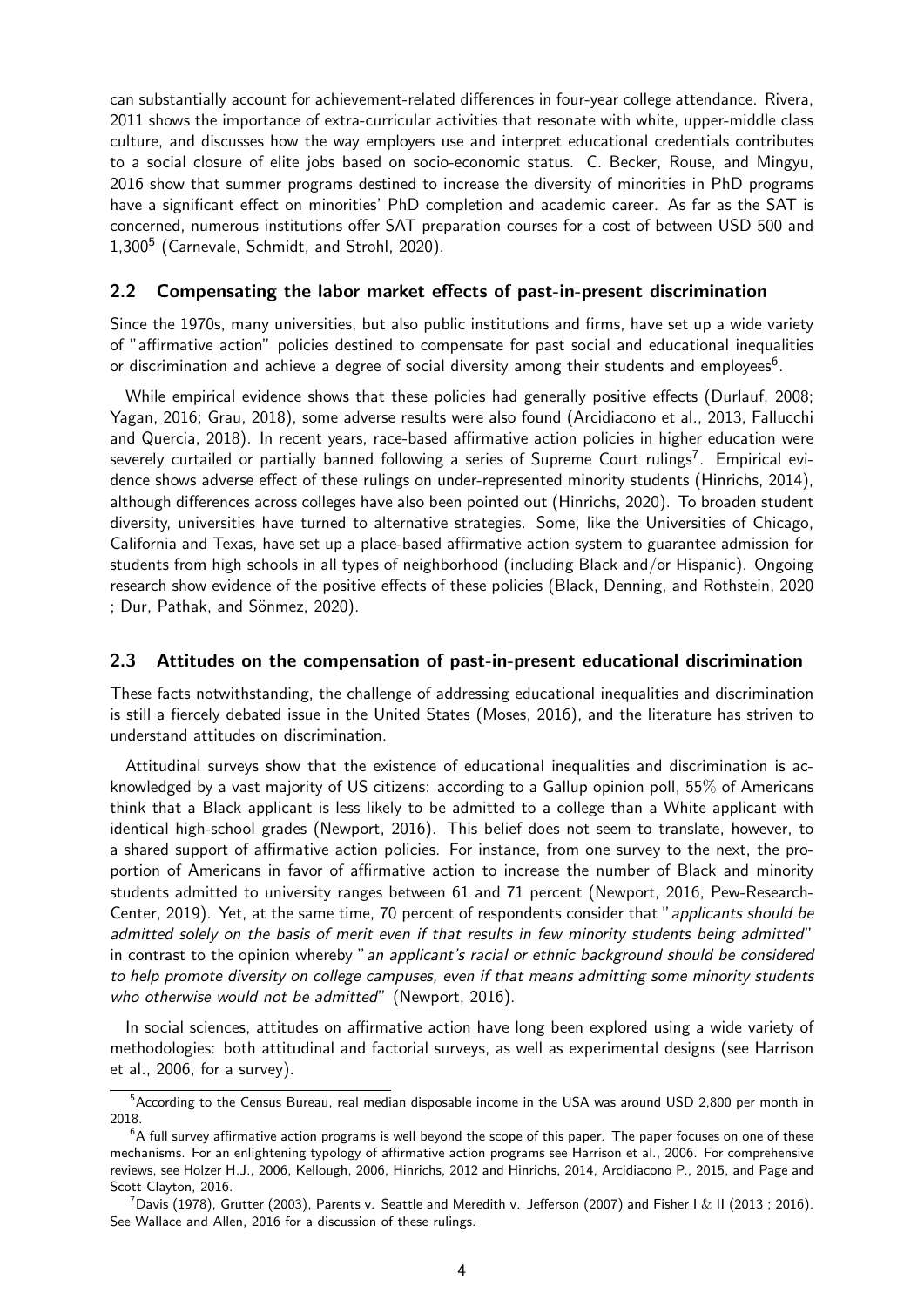can substantially account for achievement-related differences in four-year college attendance. Rivera, 2011 shows the importance of extra-curricular activities that resonate with white, upper-middle class culture, and discusses how the way employers use and interpret educational credentials contributes to a social closure of elite jobs based on socio-economic status. C. Becker, Rouse, and Mingyu, 2016 show that summer programs destined to increase the diversity of minorities in PhD programs have a significant effect on minorities' PhD completion and academic career. As far as the SAT is concerned, numerous institutions offer SAT preparation courses for a cost of between USD 500 and 1,300[5] (Carnevale, Schmidt, and Strohl, 2020).

### 2.2 Compensating the labor market effects of past-in-present discrimination

Since the 1970s, many universities, but also public institutions and firms, have set up a wide variety of "affirmative action" policies destined to compensate for past social and educational inequalities or discrimination and achieve a degree of social diversity among their students and employees[6].

While empirical evidence shows that these policies had generally positive effects (Durlauf, 2008; Yagan, 2016; Grau, 2018), some adverse results were also found (Arcidiacono et al., 2013, Fallucchi and Quercia, 2018). In recent years, race-based affirmative action policies in higher education were severely curtailed or partially banned following a series of Supreme Court rulings[7]. Empirical evidence shows adverse effect of these rulings on under-represented minority students (Hinrichs, 2014), although differences across colleges have also been pointed out (Hinrichs, 2020). To broaden student diversity, universities have turned to alternative strategies. Some, like the Universities of Chicago, California and Texas, have set up a place-based affirmative action system to guarantee admission for students from high schools in all types of neighborhood (including Black and/or Hispanic). Ongoing research show evidence of the positive effects of these policies (Black, Denning, and Rothstein, 2020 ; Dur, Pathak, and Sönmez, 2020).

### 2.3 Attitudes on the compensation of past-in-present educational discrimination

These facts notwithstanding, the challenge of addressing educational inequalities and discrimination is still a fiercely debated issue in the United States (Moses, 2016), and the literature has striven to understand attitudes on discrimination.

Attitudinal surveys show that the existence of educational inequalities and discrimination is acknowledged by a vast majority of US citizens: according to a Gallup opinion poll, 55% of Americans think that a Black applicant is less likely to be admitted to a college than a White applicant with identical high-school grades (Newport, 2016). This belief does not seem to translate, however, to a shared support of affirmative action policies. For instance, from one survey to the next, the proportion of Americans in favor of affirmative action to increase the number of Black and minority students admitted to university ranges between 61 and 71 percent (Newport, 2016, Pew-Research-Center, 2019). Yet, at the same time, 70 percent of respondents consider that "*applicants should be admitted solely on the basis of merit even if that results in few minority students being admitted*" in contrast to the opinion whereby "*an applicant's racial or ethnic background should be considered to help promote diversity on college campuses, even if that means admitting some minority students who otherwise would not be admitted*" (Newport, 2016).

In social sciences, attitudes on affirmative action have long been explored using a wide variety of methodologies: both attitudinal and factorial surveys, as well as experimental designs (see Harrison et al., 2006, for a survey).

---

[5] According to the Census Bureau, real median disposable income in the USA was around USD 2,800 per month in 2018.

[6] A full survey affirmative action programs is well beyond the scope of this paper. The paper focuses on one of these mechanisms. For an enlightening typology of affirmative action programs see Harrison et al., 2006. For comprehensive reviews, see Holzer H.J., 2006, Kellough, 2006, Hinrichs, 2012 and Hinrichs, 2014, Arcidiacono P., 2015, and Page and Scott-Clayton, 2016.

[7] Davis (1978), Grutter (2003), Parents v. Seattle and Meredith v. Jefferson (2007) and Fisher I & II (2013 ; 2016). See Wallace and Allen, 2016 for a discussion of these rulings.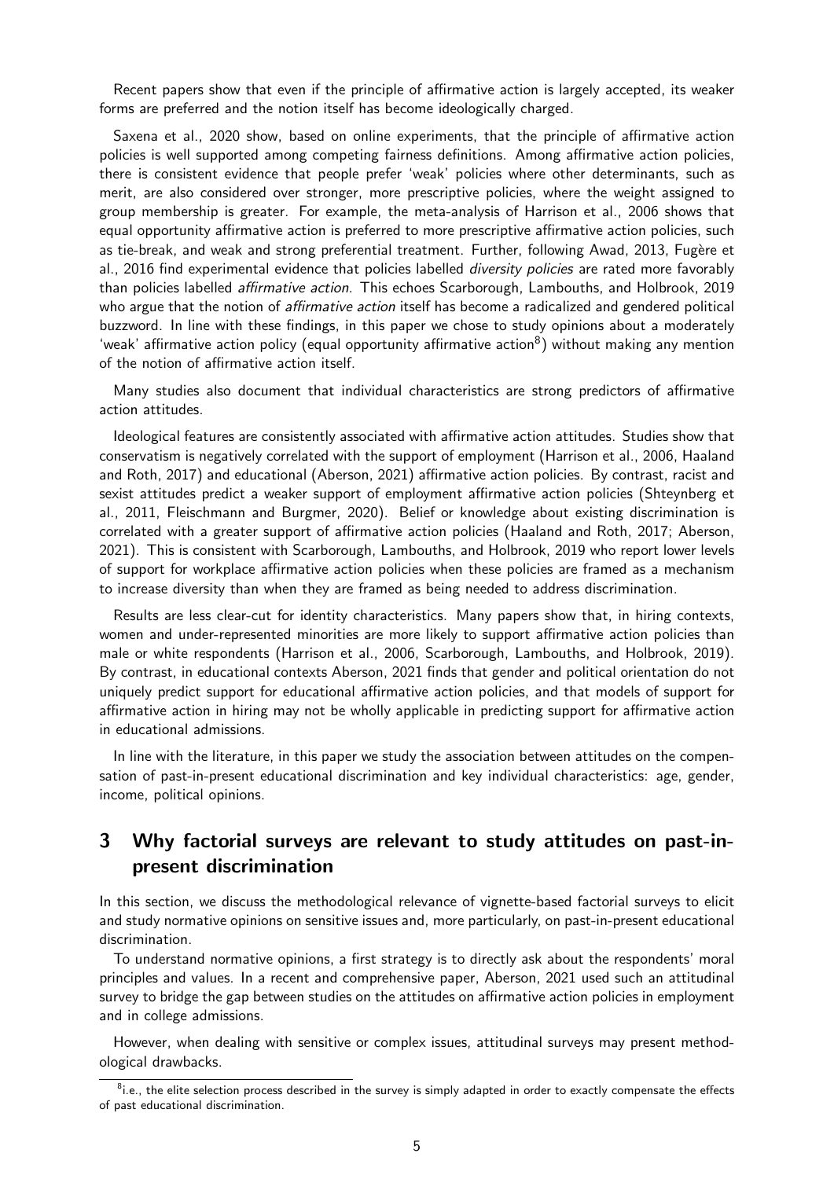Recent papers show that even if the principle of affirmative action is largely accepted, its weaker forms are preferred and the notion itself has become ideologically charged.

Saxena et al., 2020 show, based on online experiments, that the principle of affirmative action policies is well supported among competing fairness definitions. Among affirmative action policies, there is consistent evidence that people prefer 'weak' policies where other determinants, such as merit, are also considered over stronger, more prescriptive policies, where the weight assigned to group membership is greater. For example, the meta-analysis of Harrison et al., 2006 shows that equal opportunity affirmative action is preferred to more prescriptive affirmative action policies, such as tie-break, and weak and strong preferential treatment. Further, following Awad, 2013, Fugère et al., 2016 find experimental evidence that policies labelled *diversity policies* are rated more favorably than policies labelled *affirmative action*. This echoes Scarborough, Lambouths, and Holbrook, 2019 who argue that the notion of *affirmative action* itself has become a radicalized and gendered political buzzword. In line with these findings, in this paper we chose to study opinions about a moderately 'weak' affirmative action policy (equal opportunity affirmative action[8]) without making any mention of the notion of affirmative action itself.

Many studies also document that individual characteristics are strong predictors of affirmative action attitudes.

Ideological features are consistently associated with affirmative action attitudes. Studies show that conservatism is negatively correlated with the support of employment (Harrison et al., 2006, Haaland and Roth, 2017) and educational (Aberson, 2021) affirmative action policies. By contrast, racist and sexist attitudes predict a weaker support of employment affirmative action policies (Shteynberg et al., 2011, Fleischmann and Burgmer, 2020). Belief or knowledge about existing discrimination is correlated with a greater support of affirmative action policies (Haaland and Roth, 2017; Aberson, 2021). This is consistent with Scarborough, Lambouths, and Holbrook, 2019 who report lower levels of support for workplace affirmative action policies when these policies are framed as a mechanism to increase diversity than when they are framed as being needed to address discrimination.

Results are less clear-cut for identity characteristics. Many papers show that, in hiring contexts, women and under-represented minorities are more likely to support affirmative action policies than male or white respondents (Harrison et al., 2006, Scarborough, Lambouths, and Holbrook, 2019). By contrast, in educational contexts Aberson, 2021 finds that gender and political orientation do not uniquely predict support for educational affirmative action policies, and that models of support for affirmative action in hiring may not be wholly applicable in predicting support for affirmative action in educational admissions.

In line with the literature, in this paper we study the association between attitudes on the compensation of past-in-present educational discrimination and key individual characteristics: age, gender, income, political opinions.

## 3 Why factorial surveys are relevant to study attitudes on past-in-present discrimination

In this section, we discuss the methodological relevance of vignette-based factorial surveys to elicit and study normative opinions on sensitive issues and, more particularly, on past-in-present educational discrimination.

To understand normative opinions, a first strategy is to directly ask about the respondents' moral principles and values. In a recent and comprehensive paper, Aberson, 2021 used such an attitudinal survey to bridge the gap between studies on the attitudes on affirmative action policies in employment and in college admissions.

However, when dealing with sensitive or complex issues, attitudinal surveys may present methodological drawbacks.

[8] i.e., the elite selection process described in the survey is simply adapted in order to exactly compensate the effects of past educational discrimination.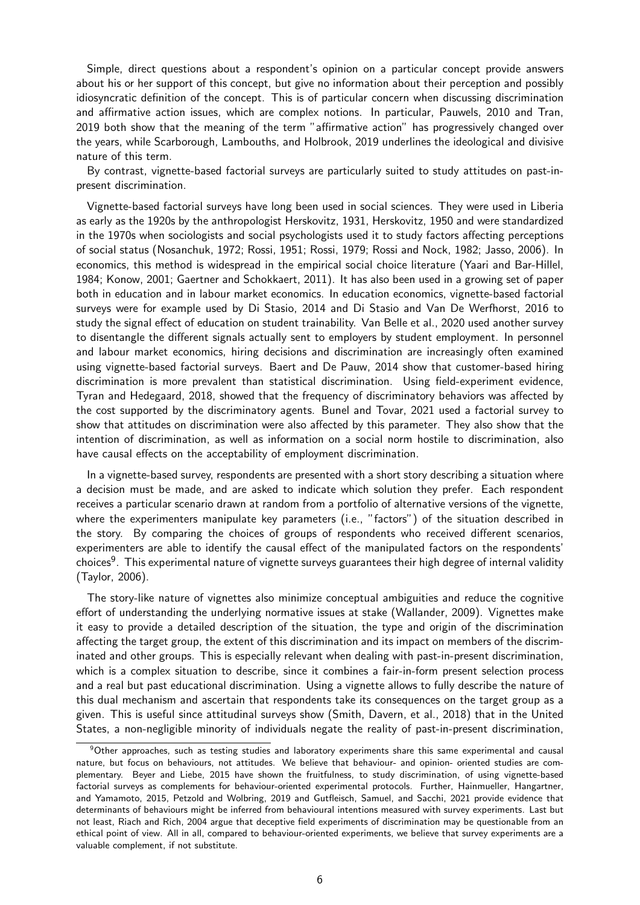Simple, direct questions about a respondent's opinion on a particular concept provide answers about his or her support of this concept, but give no information about their perception and possibly idiosyncratic definition of the concept. This is of particular concern when discussing discrimination and affirmative action issues, which are complex notions. In particular, Pauwels, 2010 and Tran, 2019 both show that the meaning of the term "affirmative action" has progressively changed over the years, while Scarborough, Lambouths, and Holbrook, 2019 underlines the ideological and divisive nature of this term.

By contrast, vignette-based factorial surveys are particularly suited to study attitudes on past-in-present discrimination.

Vignette-based factorial surveys have long been used in social sciences. They were used in Liberia as early as the 1920s by the anthropologist Herskovitz, 1931, Herskovitz, 1950 and were standardized in the 1970s when sociologists and social psychologists used it to study factors affecting perceptions of social status (Nosanchuk, 1972; Rossi, 1951; Rossi, 1979; Rossi and Nock, 1982; Jasso, 2006). In economics, this method is widespread in the empirical social choice literature (Yaari and Bar-Hillel, 1984; Konow, 2001; Gaertner and Schokkaert, 2011). It has also been used in a growing set of paper both in education and in labour market economics. In education economics, vignette-based factorial surveys were for example used by Di Stasio, 2014 and Di Stasio and Van De Werfhorst, 2016 to study the signal effect of education on student trainability. Van Belle et al., 2020 used another survey to disentangle the different signals actually sent to employers by student employment. In personnel and labour market economics, hiring decisions and discrimination are increasingly often examined using vignette-based factorial surveys. Baert and De Pauw, 2014 show that customer-based hiring discrimination is more prevalent than statistical discrimination. Using field-experiment evidence, Tyran and Hedegaard, 2018, showed that the frequency of discriminatory behaviors was affected by the cost supported by the discriminatory agents. Bunel and Tovar, 2021 used a factorial survey to show that attitudes on discrimination were also affected by this parameter. They also show that the intention of discrimination, as well as information on a social norm hostile to discrimination, also have causal effects on the acceptability of employment discrimination.

In a vignette-based survey, respondents are presented with a short story describing a situation where a decision must be made, and are asked to indicate which solution they prefer. Each respondent receives a particular scenario drawn at random from a portfolio of alternative versions of the vignette, where the experimenters manipulate key parameters (i.e., "factors") of the situation described in the story. By comparing the choices of groups of respondents who received different scenarios, experimenters are able to identify the causal effect of the manipulated factors on the respondents' choices[9]. This experimental nature of vignette surveys guarantees their high degree of internal validity (Taylor, 2006).

The story-like nature of vignettes also minimize conceptual ambiguities and reduce the cognitive effort of understanding the underlying normative issues at stake (Wallander, 2009). Vignettes make it easy to provide a detailed description of the situation, the type and origin of the discrimination affecting the target group, the extent of this discrimination and its impact on members of the discriminated and other groups. This is especially relevant when dealing with past-in-present discrimination, which is a complex situation to describe, since it combines a fair-in-form present selection process and a real but past educational discrimination. Using a vignette allows to fully describe the nature of this dual mechanism and ascertain that respondents take its consequences on the target group as a given. This is useful since attitudinal surveys show (Smith, Davern, et al., 2018) that in the United States, a non-negligible minority of individuals negate the reality of past-in-present discrimination,

[9] Other approaches, such as testing studies and laboratory experiments share this same experimental and causal nature, but focus on behaviours, not attitudes. We believe that behaviour- and opinion- oriented studies are complementary. Beyer and Liebe, 2015 have shown the fruitfulness, to study discrimination, of using vignette-based factorial surveys as complements for behaviour-oriented experimental protocols. Further, Hainmueller, Hangartner, and Yamamoto, 2015, Petzold and Wolbring, 2019 and Gutfleisch, Samuel, and Sacchi, 2021 provide evidence that determinants of behaviours might be inferred from behavioural intentions measured with survey experiments. Last but not least, Riach and Rich, 2004 argue that deceptive field experiments of discrimination may be questionable from an ethical point of view. All in all, compared to behaviour-oriented experiments, we believe that survey experiments are a valuable complement, if not substitute.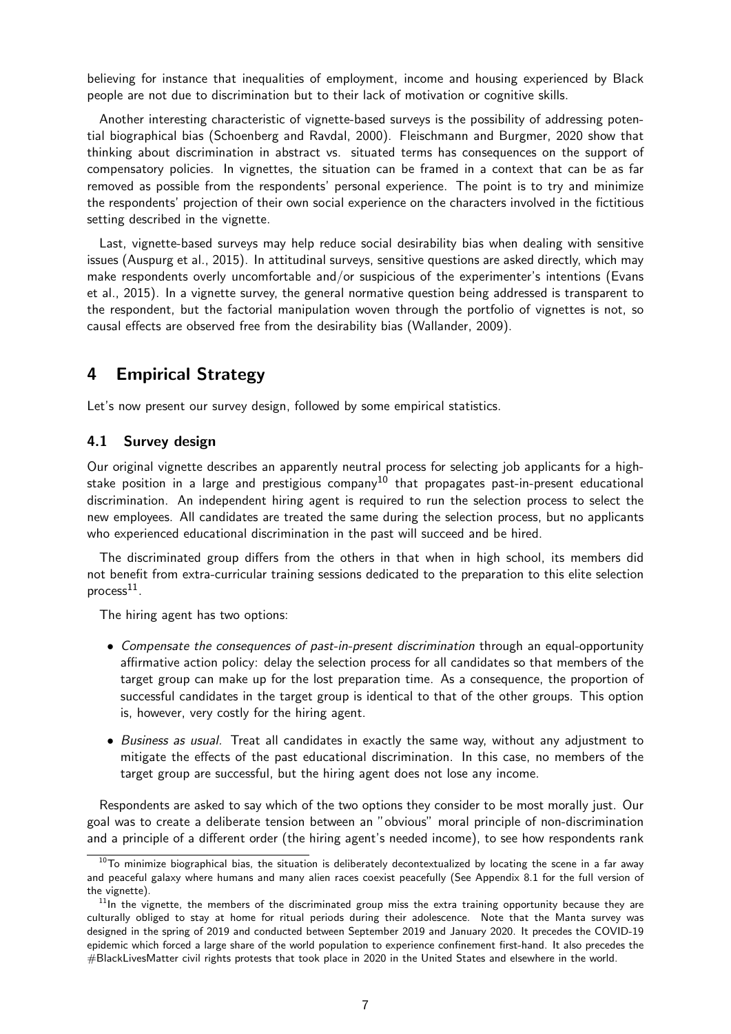believing for instance that inequalities of employment, income and housing experienced by Black people are not due to discrimination but to their lack of motivation or cognitive skills.

Another interesting characteristic of vignette-based surveys is the possibility of addressing potential biographical bias (Schoenberg and Ravdal, 2000). Fleischmann and Burgmer, 2020 show that thinking about discrimination in abstract vs. situated terms has consequences on the support of compensatory policies. In vignettes, the situation can be framed in a context that can be as far removed as possible from the respondents' personal experience. The point is to try and minimize the respondents' projection of their own social experience on the characters involved in the fictitious setting described in the vignette.

Last, vignette-based surveys may help reduce social desirability bias when dealing with sensitive issues (Auspurg et al., 2015). In attitudinal surveys, sensitive questions are asked directly, which may make respondents overly uncomfortable and/or suspicious of the experimenter's intentions (Evans et al., 2015). In a vignette survey, the general normative question being addressed is transparent to the respondent, but the factorial manipulation woven through the portfolio of vignettes is not, so causal effects are observed free from the desirability bias (Wallander, 2009).

# 4 Empirical Strategy

Let's now present our survey design, followed by some empirical statistics.

## 4.1 Survey design

Our original vignette describes an apparently neutral process for selecting job applicants for a high-stake position in a large and prestigious company[10] that propagates past-in-present educational discrimination. An independent hiring agent is required to run the selection process to select the new employees. All candidates are treated the same during the selection process, but no applicants who experienced educational discrimination in the past will succeed and be hired.

The discriminated group differs from the others in that when in high school, its members did not benefit from extra-curricular training sessions dedicated to the preparation to this elite selection process[11].

The hiring agent has two options:

- *Compensate the consequences of past-in-present discrimination* through an equal-opportunity affirmative action policy: delay the selection process for all candidates so that members of the target group can make up for the lost preparation time. As a consequence, the proportion of successful candidates in the target group is identical to that of the other groups. This option is, however, very costly for the hiring agent.
- *Business as usual.* Treat all candidates in exactly the same way, without any adjustment to mitigate the effects of the past educational discrimination. In this case, no members of the target group are successful, but the hiring agent does not lose any income.

Respondents are asked to say which of the two options they consider to be most morally just. Our goal was to create a deliberate tension between an "obvious" moral principle of non-discrimination and a principle of a different order (the hiring agent's needed income), to see how respondents rank

[10] To minimize biographical bias, the situation is deliberately decontextualized by locating the scene in a far away and peaceful galaxy where humans and many alien races coexist peacefully (See Appendix 8.1 for the full version of the vignette).

[11] In the vignette, the members of the discriminated group miss the extra training opportunity because they are culturally obliged to stay at home for ritual periods during their adolescence. Note that the Manta survey was designed in the spring of 2019 and conducted between September 2019 and January 2020. It precedes the COVID-19 epidemic which forced a large share of the world population to experience confinement first-hand. It also precedes the #BlackLivesMatter civil rights protests that took place in 2020 in the United States and elsewhere in the world.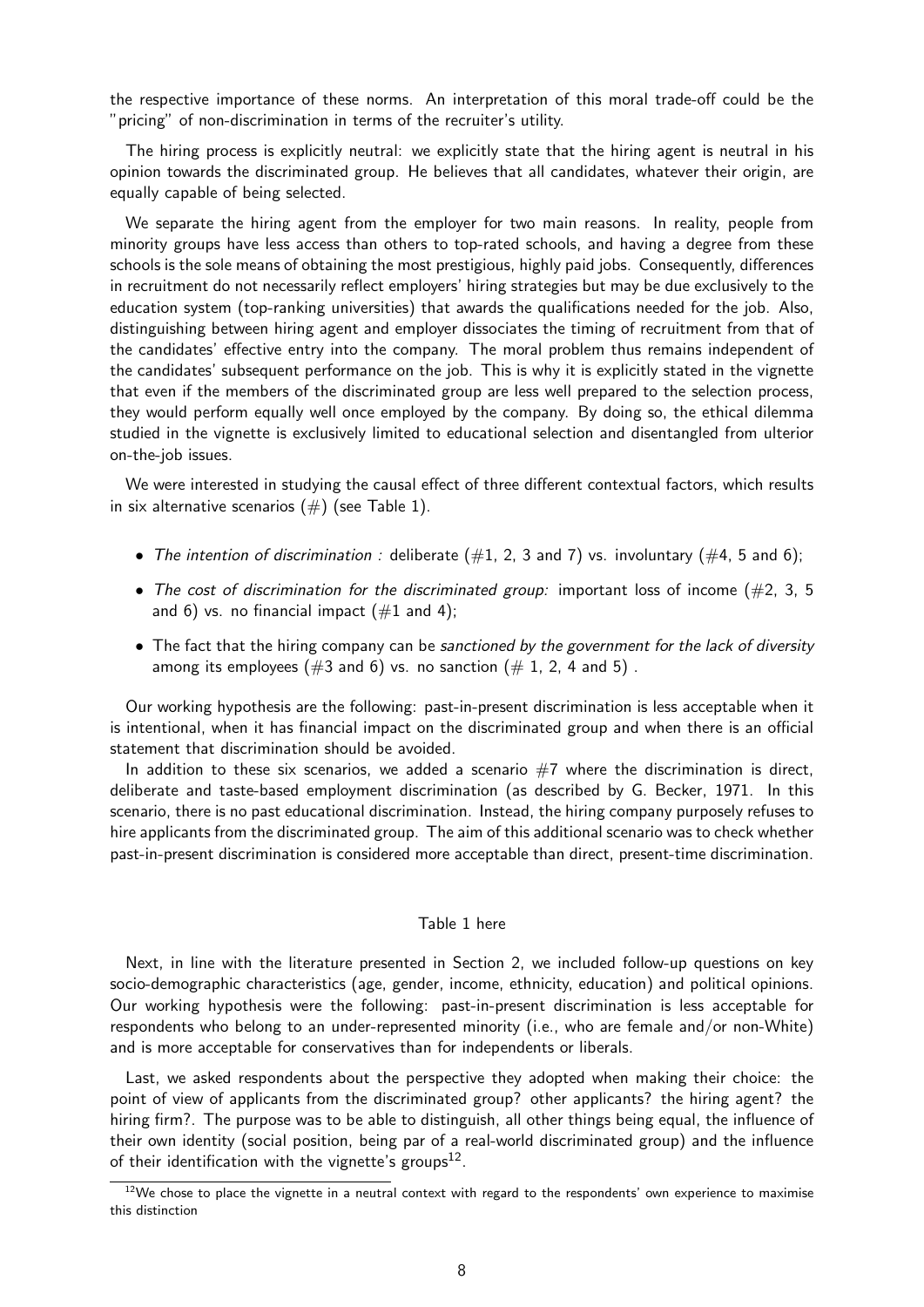the respective importance of these norms. An interpretation of this moral trade-off could be the "pricing" of non-discrimination in terms of the recruiter's utility.

The hiring process is explicitly neutral: we explicitly state that the hiring agent is neutral in his opinion towards the discriminated group. He believes that all candidates, whatever their origin, are equally capable of being selected.

We separate the hiring agent from the employer for two main reasons. In reality, people from minority groups have less access than others to top-rated schools, and having a degree from these schools is the sole means of obtaining the most prestigious, highly paid jobs. Consequently, differences in recruitment do not necessarily reflect employers' hiring strategies but may be due exclusively to the education system (top-ranking universities) that awards the qualifications needed for the job. Also, distinguishing between hiring agent and employer dissociates the timing of recruitment from that of the candidates' effective entry into the company. The moral problem thus remains independent of the candidates' subsequent performance on the job. This is why it is explicitly stated in the vignette that even if the members of the discriminated group are less well prepared to the selection process, they would perform equally well once employed by the company. By doing so, the ethical dilemma studied in the vignette is exclusively limited to educational selection and disentangled from ulterior on-the-job issues.

We were interested in studying the causal effect of three different contextual factors, which results in six alternative scenarios (#) (see Table 1).

- *The intention of discrimination :* deliberate (#1, 2, 3 and 7) vs. involuntary (#4, 5 and 6);
- *The cost of discrimination for the discriminated group:* important loss of income (#2, 3, 5 and 6) vs. no financial impact (#1 and 4);
- The fact that the hiring company can be *sanctioned by the government for the lack of diversity* among its employees (#3 and 6) vs. no sanction (# 1, 2, 4 and 5) .

Our working hypothesis are the following: past-in-present discrimination is less acceptable when it is intentional, when it has financial impact on the discriminated group and when there is an official statement that discrimination should be avoided.

In addition to these six scenarios, we added a scenario #7 where the discrimination is direct, deliberate and taste-based employment discrimination (as described by G. Becker, 1971. In this scenario, there is no past educational discrimination. Instead, the hiring company purposely refuses to hire applicants from the discriminated group. The aim of this additional scenario was to check whether past-in-present discrimination is considered more acceptable than direct, present-time discrimination.

Table 1 here

Next, in line with the literature presented in Section 2, we included follow-up questions on key socio-demographic characteristics (age, gender, income, ethnicity, education) and political opinions. Our working hypothesis were the following: past-in-present discrimination is less acceptable for respondents who belong to an under-represented minority (i.e., who are female and/or non-White) and is more acceptable for conservatives than for independents or liberals.

Last, we asked respondents about the perspective they adopted when making their choice: the point of view of applicants from the discriminated group? other applicants? the hiring agent? the hiring firm?. The purpose was to be able to distinguish, all other things being equal, the influence of their own identity (social position, being par of a real-world discriminated group) and the influence of their identification with the vignette's groups[12].

[12] We chose to place the vignette in a neutral context with regard to the respondents' own experience to maximise this distinction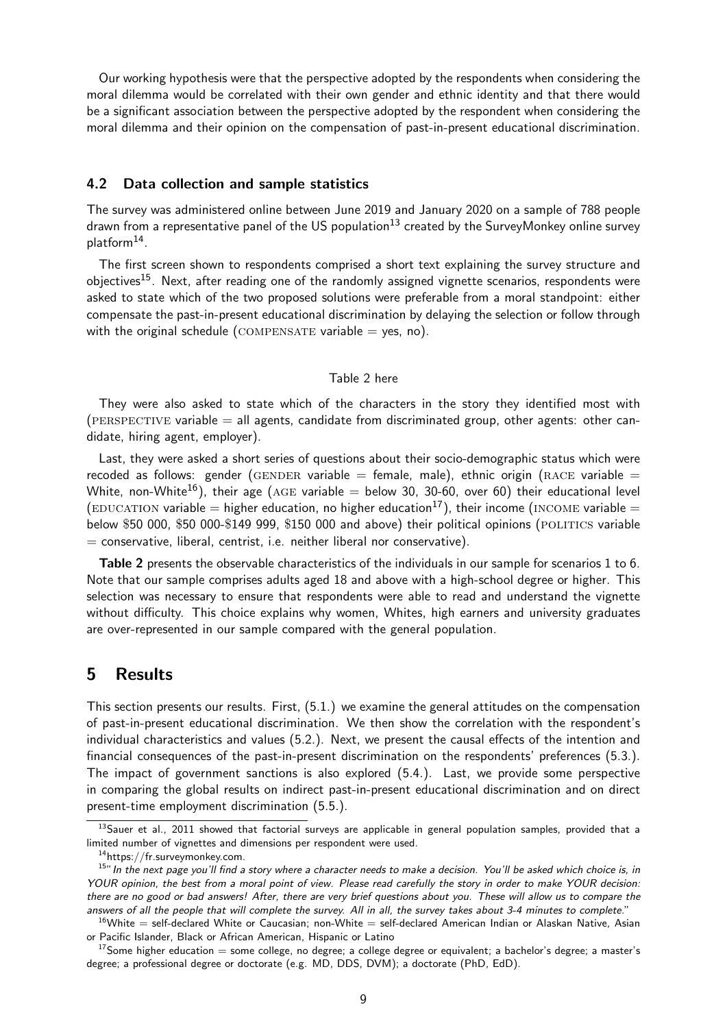Our working hypothesis were that the perspective adopted by the respondents when considering the moral dilemma would be correlated with their own gender and ethnic identity and that there would be a significant association between the perspective adopted by the respondent when considering the moral dilemma and their opinion on the compensation of past-in-present educational discrimination.

### 4.2 Data collection and sample statistics

The survey was administered online between June 2019 and January 2020 on a sample of 788 people drawn from a representative panel of the US population[13] created by the SurveyMonkey online survey platform[14].

The first screen shown to respondents comprised a short text explaining the survey structure and objectives[15]. Next, after reading one of the randomly assigned vignette scenarios, respondents were asked to state which of the two proposed solutions were preferable from a moral standpoint: either compensate the past-in-present educational discrimination by delaying the selection or follow through with the original schedule (COMPENSATE variable = yes, no).

Table 2 here

They were also asked to state which of the characters in the story they identified most with (PERSPECTIVE variable = all agents, candidate from discriminated group, other agents: other candidate, hiring agent, employer).

Last, they were asked a short series of questions about their socio-demographic status which were recoded as follows: gender (GENDER variable = female, male), ethnic origin (RACE variable = White, non-White[16]), their age (AGE variable = below 30, 30-60, over 60) their educational level (EDUCATION variable = higher education, no higher education[17]), their income (INCOME variable = below \$50 000, \$50 000-\$149 999, \$150 000 and above) their political opinions (POLITICS variable = conservative, liberal, centrist, i.e. neither liberal nor conservative).

**Table 2** presents the observable characteristics of the individuals in our sample for scenarios 1 to 6. Note that our sample comprises adults aged 18 and above with a high-school degree or higher. This selection was necessary to ensure that respondents were able to read and understand the vignette without difficulty. This choice explains why women, Whites, high earners and university graduates are over-represented in our sample compared with the general population.

## 5 Results

This section presents our results. First, (5.1.) we examine the general attitudes on the compensation of past-in-present educational discrimination. We then show the correlation with the respondent's individual characteristics and values (5.2.). Next, we present the causal effects of the intention and financial consequences of the past-in-present discrimination on the respondents' preferences (5.3.). The impact of government sanctions is also explored (5.4.). Last, we provide some perspective in comparing the global results on indirect past-in-present educational discrimination and on direct present-time employment discrimination (5.5.).

[13] Sauer et al., 2011 showed that factorial surveys are applicable in general population samples, provided that a limited number of vignettes and dimensions per respondent were used.

[14] https://fr.surveymonkey.com.

[15] "*In the next page you'll find a story where a character needs to make a decision. You'll be asked which choice is, in YOUR opinion, the best from a moral point of view. Please read carefully the story in order to make YOUR decision: there are no good or bad answers! After, there are very brief questions about you. These will allow us to compare the answers of all the people that will complete the survey. All in all, the survey takes about 3-4 minutes to complete.*"

[16] White = self-declared White or Caucasian; non-White = self-declared American Indian or Alaskan Native, Asian or Pacific Islander, Black or African American, Hispanic or Latino

[17] Some higher education = some college, no degree; a college degree or equivalent; a bachelor's degree; a master's degree; a professional degree or doctorate (e.g. MD, DDS, DVM); a doctorate (PhD, EdD).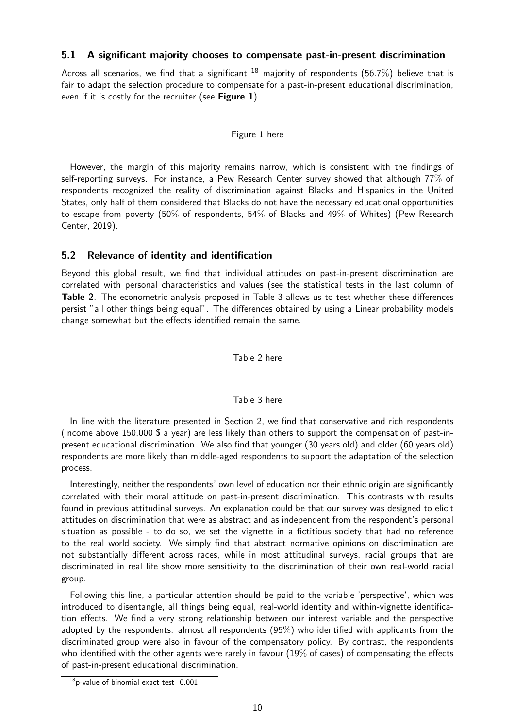### 5.1 A significant majority chooses to compensate past-in-present discrimination

Across all scenarios, we find that a significant [18] majority of respondents (56.7%) believe that is fair to adapt the selection procedure to compensate for a past-in-present educational discrimination, even if it is costly for the recruiter (see **Figure 1**).

Figure 1 here

However, the margin of this majority remains narrow, which is consistent with the findings of self-reporting surveys. For instance, a Pew Research Center survey showed that although 77% of respondents recognized the reality of discrimination against Blacks and Hispanics in the United States, only half of them considered that Blacks do not have the necessary educational opportunities to escape from poverty (50% of respondents, 54% of Blacks and 49% of Whites) (Pew Research Center, 2019).

### 5.2 Relevance of identity and identification

Beyond this global result, we find that individual attitudes on past-in-present discrimination are correlated with personal characteristics and values (see the statistical tests in the last column of **Table 2**. The econometric analysis proposed in Table 3 allows us to test whether these differences persist "all other things being equal". The differences obtained by using a Linear probability models change somewhat but the effects identified remain the same.

Table 2 here

Table 3 here

In line with the literature presented in Section 2, we find that conservative and rich respondents (income above 150,000 $ a year) are less likely than others to support the compensation of past-in-present educational discrimination. We also find that younger (30 years old) and older (60 years old) respondents are more likely than middle-aged respondents to support the adaptation of the selection process.

Interestingly, neither the respondents' own level of education nor their ethnic origin are significantly correlated with their moral attitude on past-in-present discrimination. This contrasts with results found in previous attitudinal surveys. An explanation could be that our survey was designed to elicit attitudes on discrimination that were as abstract and as independent from the respondent's personal situation as possible - to do so, we set the vignette in a fictitious society that had no reference to the real world society. We simply find that abstract normative opinions on discrimination are not substantially different across races, while in most attitudinal surveys, racial groups that are discriminated in real life show more sensitivity to the discrimination of their own real-world racial group.

Following this line, a particular attention should be paid to the variable 'perspective', which was introduced to disentangle, all things being equal, real-world identity and within-vignette identification effects. We find a very strong relationship between our interest variable and the perspective adopted by the respondents: almost all respondents (95%) who identified with applicants from the discriminated group were also in favour of the compensatory policy. By contrast, the respondents who identified with the other agents were rarely in favour (19% of cases) of compensating the effects of past-in-present educational discrimination.

[18] p-value of binomial exact test 0.001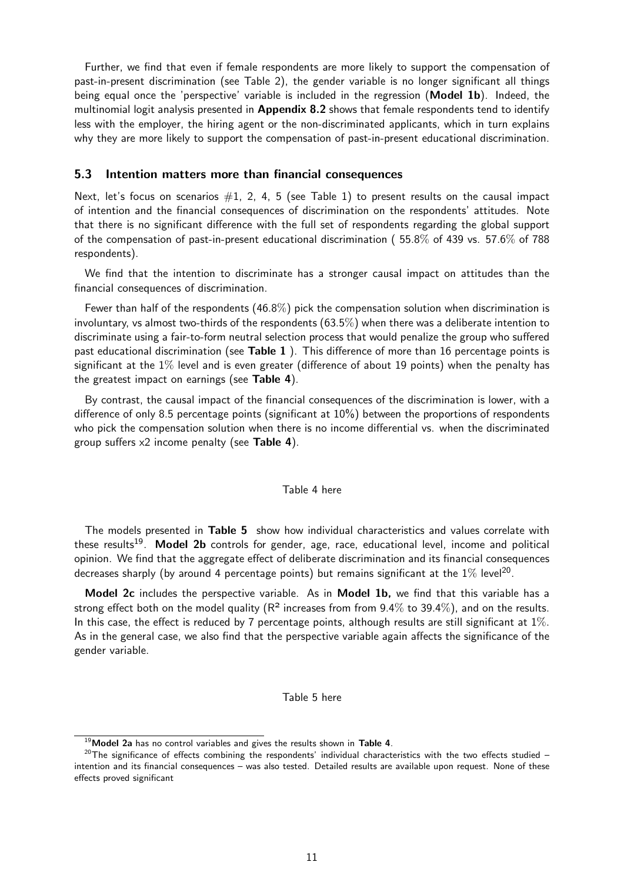Further, we find that even if female respondents are more likely to support the compensation of past-in-present discrimination (see Table 2), the gender variable is no longer significant all things being equal once the 'perspective' variable is included in the regression (**Model 1b**). Indeed, the multinomial logit analysis presented in **Appendix 8.2** shows that female respondents tend to identify less with the employer, the hiring agent or the non-discriminated applicants, which in turn explains why they are more likely to support the compensation of past-in-present educational discrimination.

### 5.3 Intention matters more than financial consequences

Next, let's focus on scenarios #1, 2, 4, 5 (see Table 1) to present results on the causal impact of intention and the financial consequences of discrimination on the respondents' attitudes. Note that there is no significant difference with the full set of respondents regarding the global support of the compensation of past-in-present educational discrimination ( 55.8% of 439 vs. 57.6% of 788 respondents).

We find that the intention to discriminate has a stronger causal impact on attitudes than the financial consequences of discrimination.

Fewer than half of the respondents (46.8%) pick the compensation solution when discrimination is involuntary, vs almost two-thirds of the respondents (63.5%) when there was a deliberate intention to discriminate using a fair-to-form neutral selection process that would penalize the group who suffered past educational discrimination (see **Table 1** ). This difference of more than 16 percentage points is significant at the 1% level and is even greater (difference of about 19 points) when the penalty has the greatest impact on earnings (see **Table 4**).

By contrast, the causal impact of the financial consequences of the discrimination is lower, with a difference of only 8.5 percentage points (significant at 10%) between the proportions of respondents who pick the compensation solution when there is no income differential vs. when the discriminated group suffers x2 income penalty (see **Table 4**).

Table 4 here

The models presented in **Table 5** show how individual characteristics and values correlate with these results[19]. **Model 2b** controls for gender, age, race, educational level, income and political opinion. We find that the aggregate effect of deliberate discrimination and its financial consequences decreases sharply (by around 4 percentage points) but remains significant at the 1% level[20].

**Model 2c** includes the perspective variable. As in **Model 1b,** we find that this variable has a strong effect both on the model quality ($R^2$ increases from from 9.4% to 39.4%), and on the results. In this case, the effect is reduced by 7 percentage points, although results are still significant at 1%. As in the general case, we also find that the perspective variable again affects the significance of the gender variable.

Table 5 here

[19] **Model 2a** has no control variables and gives the results shown in **Table 4**.

[20] The significance of effects combining the respondents' individual characteristics with the two effects studied – intention and its financial consequences – was also tested. Detailed results are available upon request. None of these effects proved significant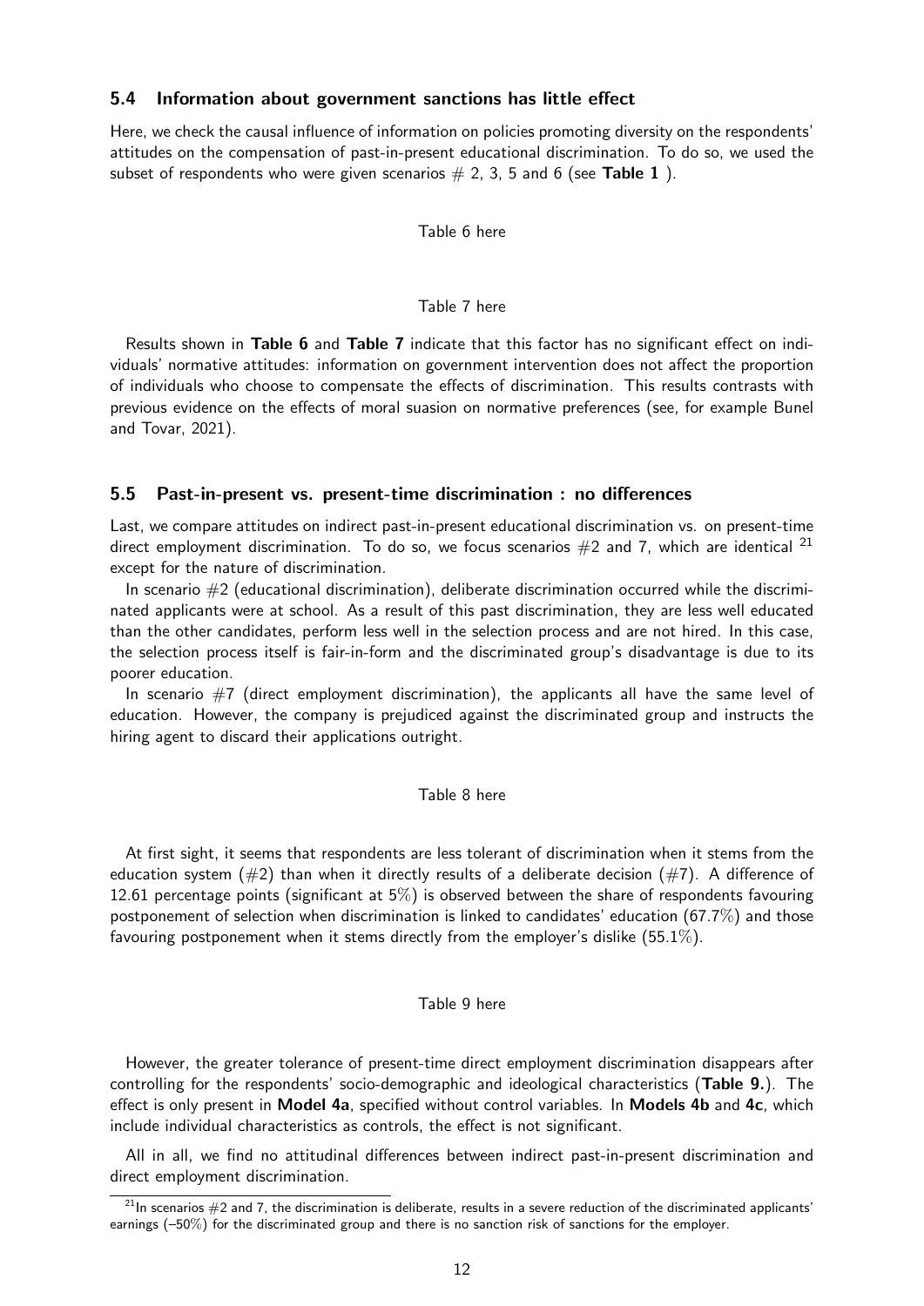### 5.4 Information about government sanctions has little effect

Here, we check the causal influence of information on policies promoting diversity on the respondents' attitudes on the compensation of past-in-present educational discrimination. To do so, we used the subset of respondents who were given scenarios # 2, 3, 5 and 6 (see **Table 1** ).

Table 6 here

Table 7 here

Results shown in **Table 6** and **Table 7** indicate that this factor has no significant effect on individuals' normative attitudes: information on government intervention does not affect the proportion of individuals who choose to compensate the effects of discrimination. This results contrasts with previous evidence on the effects of moral suasion on normative preferences (see, for example Bunel and Tovar, 2021).

### 5.5 Past-in-present vs. present-time discrimination : no differences

Last, we compare attitudes on indirect past-in-present educational discrimination vs. on present-time direct employment discrimination. To do so, we focus scenarios #2 and 7, which are identical [21] except for the nature of discrimination.

In scenario #2 (educational discrimination), deliberate discrimination occurred while the discriminated applicants were at school. As a result of this past discrimination, they are less well educated than the other candidates, perform less well in the selection process and are not hired. In this case, the selection process itself is fair-in-form and the discriminated group's disadvantage is due to its poorer education.

In scenario #7 (direct employment discrimination), the applicants all have the same level of education. However, the company is prejudiced against the discriminated group and instructs the hiring agent to discard their applications outright.

Table 8 here

At first sight, it seems that respondents are less tolerant of discrimination when it stems from the education system (#2) than when it directly results of a deliberate decision (#7). A difference of 12.61 percentage points (significant at 5%) is observed between the share of respondents favouring postponement of selection when discrimination is linked to candidates' education (67.7%) and those favouring postponement when it stems directly from the employer's dislike (55.1%).

Table 9 here

However, the greater tolerance of present-time direct employment discrimination disappears after controlling for the respondents' socio-demographic and ideological characteristics (**Table 9.**). The effect is only present in **Model 4a**, specified without control variables. In **Models 4b** and **4c**, which include individual characteristics as controls, the effect is not significant.

All in all, we find no attitudinal differences between indirect past-in-present discrimination and direct employment discrimination.

[21] In scenarios #2 and 7, the discrimination is deliberate, results in a severe reduction of the discriminated applicants' earnings (–50%) for the discriminated group and there is no sanction risk of sanctions for the employer.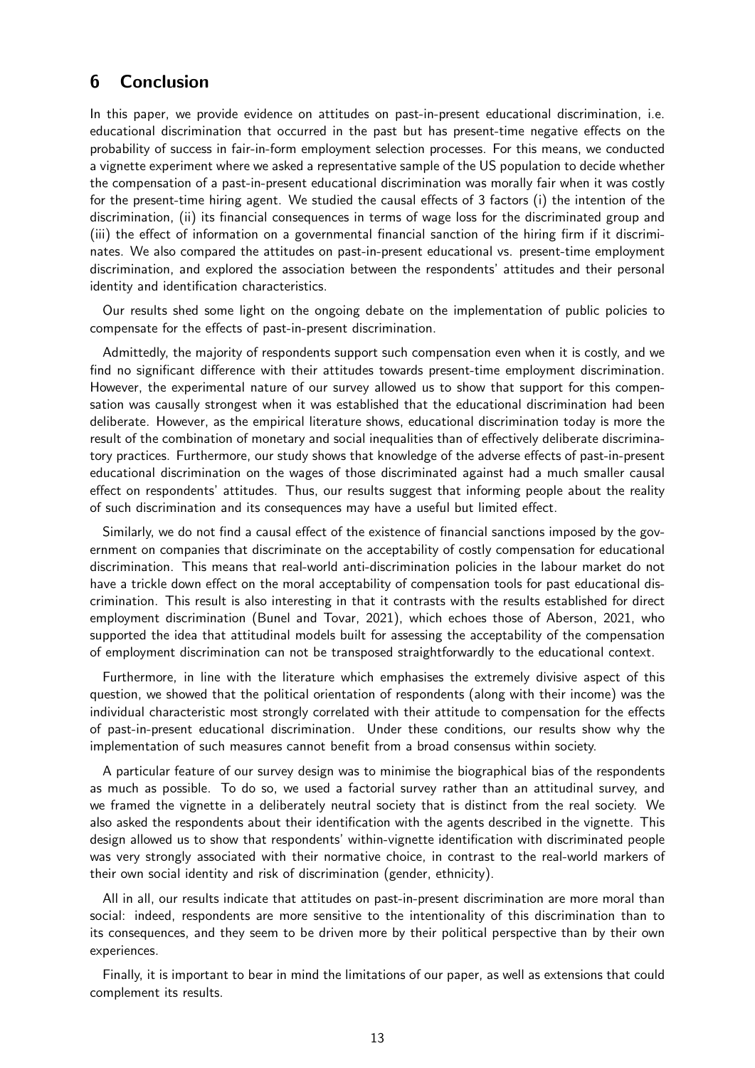## 6 Conclusion

In this paper, we provide evidence on attitudes on past-in-present educational discrimination, i.e. educational discrimination that occurred in the past but has present-time negative effects on the probability of success in fair-in-form employment selection processes. For this means, we conducted a vignette experiment where we asked a representative sample of the US population to decide whether the compensation of a past-in-present educational discrimination was morally fair when it was costly for the present-time hiring agent. We studied the causal effects of 3 factors (i) the intention of the discrimination, (ii) its financial consequences in terms of wage loss for the discriminated group and (iii) the effect of information on a governmental financial sanction of the hiring firm if it discriminates. We also compared the attitudes on past-in-present educational vs. present-time employment discrimination, and explored the association between the respondents' attitudes and their personal identity and identification characteristics.

Our results shed some light on the ongoing debate on the implementation of public policies to compensate for the effects of past-in-present discrimination.

Admittedly, the majority of respondents support such compensation even when it is costly, and we find no significant difference with their attitudes towards present-time employment discrimination. However, the experimental nature of our survey allowed us to show that support for this compensation was causally strongest when it was established that the educational discrimination had been deliberate. However, as the empirical literature shows, educational discrimination today is more the result of the combination of monetary and social inequalities than of effectively deliberate discriminatory practices. Furthermore, our study shows that knowledge of the adverse effects of past-in-present educational discrimination on the wages of those discriminated against had a much smaller causal effect on respondents' attitudes. Thus, our results suggest that informing people about the reality of such discrimination and its consequences may have a useful but limited effect.

Similarly, we do not find a causal effect of the existence of financial sanctions imposed by the government on companies that discriminate on the acceptability of costly compensation for educational discrimination. This means that real-world anti-discrimination policies in the labour market do not have a trickle down effect on the moral acceptability of compensation tools for past educational discrimination. This result is also interesting in that it contrasts with the results established for direct employment discrimination (Bunel and Tovar, 2021), which echoes those of Aberson, 2021, who supported the idea that attitudinal models built for assessing the acceptability of the compensation of employment discrimination can not be transposed straightforwardly to the educational context.

Furthermore, in line with the literature which emphasises the extremely divisive aspect of this question, we showed that the political orientation of respondents (along with their income) was the individual characteristic most strongly correlated with their attitude to compensation for the effects of past-in-present educational discrimination. Under these conditions, our results show why the implementation of such measures cannot benefit from a broad consensus within society.

A particular feature of our survey design was to minimise the biographical bias of the respondents as much as possible. To do so, we used a factorial survey rather than an attitudinal survey, and we framed the vignette in a deliberately neutral society that is distinct from the real society. We also asked the respondents about their identification with the agents described in the vignette. This design allowed us to show that respondents' within-vignette identification with discriminated people was very strongly associated with their normative choice, in contrast to the real-world markers of their own social identity and risk of discrimination (gender, ethnicity).

All in all, our results indicate that attitudes on past-in-present discrimination are more moral than social: indeed, respondents are more sensitive to the intentionality of this discrimination than to its consequences, and they seem to be driven more by their political perspective than by their own experiences.

Finally, it is important to bear in mind the limitations of our paper, as well as extensions that could complement its results.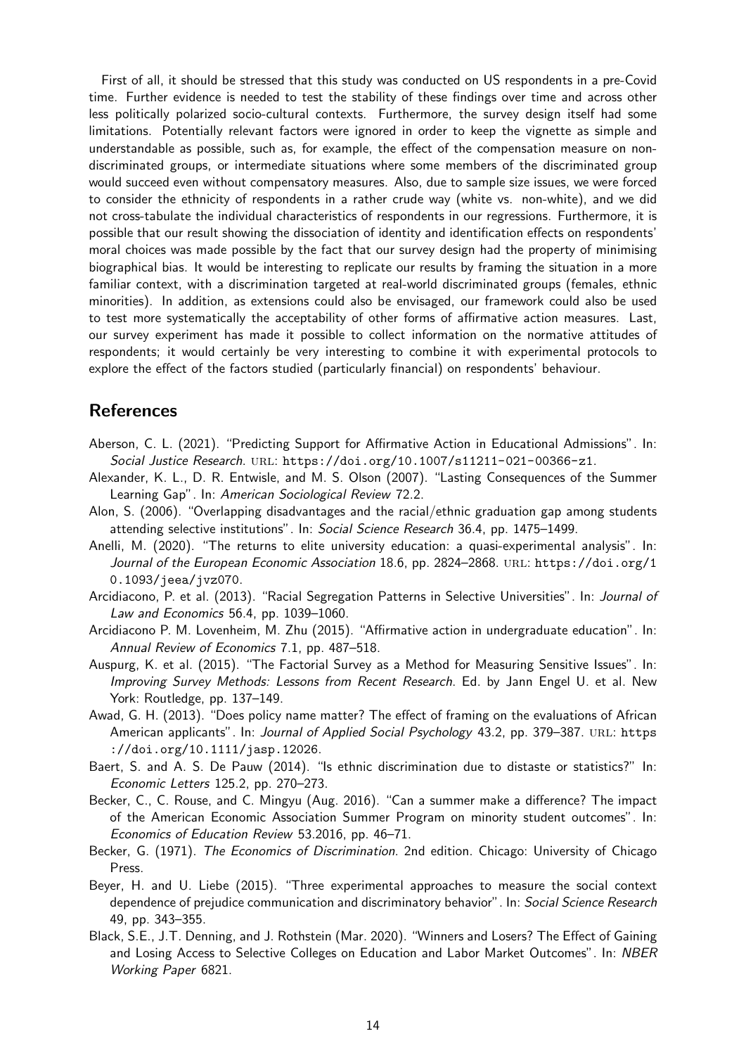First of all, it should be stressed that this study was conducted on US respondents in a pre-Covid time. Further evidence is needed to test the stability of these findings over time and across other less politically polarized socio-cultural contexts. Furthermore, the survey design itself had some limitations. Potentially relevant factors were ignored in order to keep the vignette as simple and understandable as possible, such as, for example, the effect of the compensation measure on non-discriminated groups, or intermediate situations where some members of the discriminated group would succeed even without compensatory measures. Also, due to sample size issues, we were forced to consider the ethnicity of respondents in a rather crude way (white vs. non-white), and we did not cross-tabulate the individual characteristics of respondents in our regressions. Furthermore, it is possible that our result showing the dissociation of identity and identification effects on respondents' moral choices was made possible by the fact that our survey design had the property of minimising biographical bias. It would be interesting to replicate our results by framing the situation in a more familiar context, with a discrimination targeted at real-world discriminated groups (females, ethnic minorities). In addition, as extensions could also be envisaged, our framework could also be used to test more systematically the acceptability of other forms of affirmative action measures. Last, our survey experiment has made it possible to collect information on the normative attitudes of respondents; it would certainly be very interesting to combine it with experimental protocols to explore the effect of the factors studied (particularly financial) on respondents' behaviour.

## References

Aberson, C. L. (2021). "Predicting Support for Affirmative Action in Educational Admissions". In: *Social Justice Research*. URL: https://doi.org/10.1007/s11211-021-00366-z1.

Alexander, K. L., D. R. Entwisle, and M. S. Olson (2007). "Lasting Consequences of the Summer Learning Gap". In: *American Sociological Review* 72.2.

Alon, S. (2006). "Overlapping disadvantages and the racial/ethnic graduation gap among students attending selective institutions". In: *Social Science Research* 36.4, pp. 1475–1499.

Anelli, M. (2020). "The returns to elite university education: a quasi-experimental analysis". In: *Journal of the European Economic Association* 18.6, pp. 2824–2868. URL: https://doi.org/10.1093/jeea/jvz070.

Arcidiacono, P. et al. (2013). "Racial Segregation Patterns in Selective Universities". In: *Journal of Law and Economics* 56.4, pp. 1039–1060.

Arcidiacono P. M. Lovenheim, M. Zhu (2015). "Affirmative action in undergraduate education". In: *Annual Review of Economics* 7.1, pp. 487–518.

Auspurg, K. et al. (2015). "The Factorial Survey as a Method for Measuring Sensitive Issues". In: *Improving Survey Methods: Lessons from Recent Research*. Ed. by Jann Engel U. et al. New York: Routledge, pp. 137–149.

Awad, G. H. (2013). "Does policy name matter? The effect of framing on the evaluations of African American applicants". In: *Journal of Applied Social Psychology* 43.2, pp. 379–387. URL: https://doi.org/10.1111/jasp.12026.

Baert, S. and A. S. De Pauw (2014). "Is ethnic discrimination due to distaste or statistics?" In: *Economic Letters* 125.2, pp. 270–273.

Becker, C., C. Rouse, and C. Mingyu (Aug. 2016). "Can a summer make a difference? The impact of the American Economic Association Summer Program on minority student outcomes". In: *Economics of Education Review* 53.2016, pp. 46–71.

Becker, G. (1971). *The Economics of Discrimination*. 2nd edition. Chicago: University of Chicago Press.

Beyer, H. and U. Liebe (2015). "Three experimental approaches to measure the social context dependence of prejudice communication and discriminatory behavior". In: *Social Science Research* 49, pp. 343–355.

Black, S.E., J.T. Denning, and J. Rothstein (Mar. 2020). "Winners and Losers? The Effect of Gaining and Losing Access to Selective Colleges on Education and Labor Market Outcomes". In: *NBER Working Paper* 6821.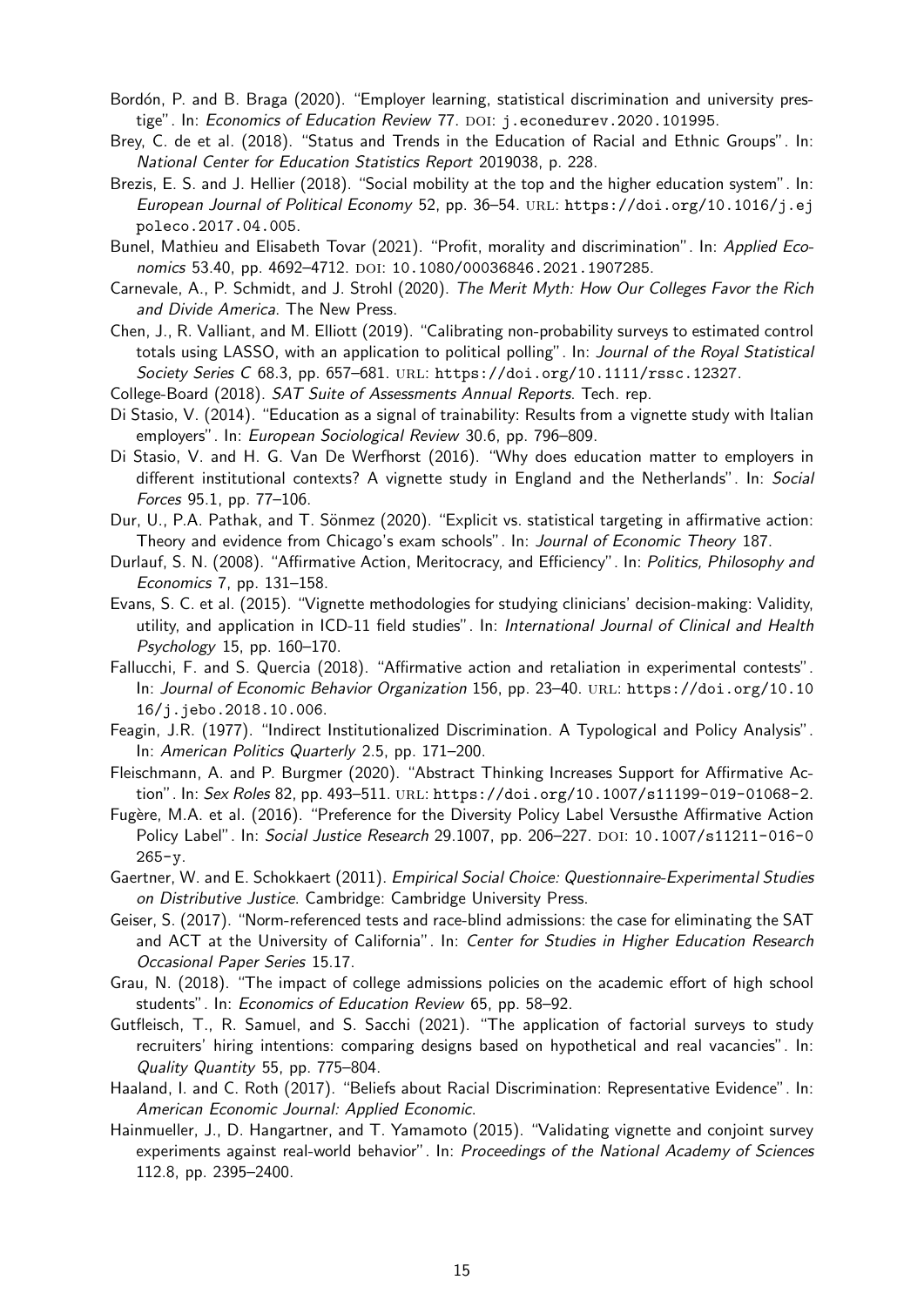Bordón, P. and B. Braga (2020). "Employer learning, statistical discrimination and university prestige". In: *Economics of Education Review* 77. DOI: j.econedurev.2020.101995.

Brey, C. de et al. (2018). "Status and Trends in the Education of Racial and Ethnic Groups". In: *National Center for Education Statistics Report* 2019038, p. 228.

Brezis, E. S. and J. Hellier (2018). "Social mobility at the top and the higher education system". In: *European Journal of Political Economy* 52, pp. 36–54. URL: https://doi.org/10.1016/j.ejpoleco.2017.04.005.

Bunel, Mathieu and Elisabeth Tovar (2021). "Profit, morality and discrimination". In: *Applied Economics* 53.40, pp. 4692–4712. DOI: 10.1080/00036846.2021.1907285.

Carnevale, A., P. Schmidt, and J. Strohl (2020). *The Merit Myth: How Our Colleges Favor the Rich and Divide America*. The New Press.

Chen, J., R. Valliant, and M. Elliott (2019). "Calibrating non-probability surveys to estimated control totals using LASSO, with an application to political polling". In: *Journal of the Royal Statistical Society Series C* 68.3, pp. 657–681. URL: https://doi.org/10.1111/rssc.12327.

College-Board (2018). *SAT Suite of Assessments Annual Reports*. Tech. rep.

Di Stasio, V. (2014). "Education as a signal of trainability: Results from a vignette study with Italian employers". In: *European Sociological Review* 30.6, pp. 796–809.

Di Stasio, V. and H. G. Van De Werfhorst (2016). "Why does education matter to employers in different institutional contexts? A vignette study in England and the Netherlands". In: *Social Forces* 95.1, pp. 77–106.

Dur, U., P.A. Pathak, and T. Sönmez (2020). "Explicit vs. statistical targeting in affirmative action: Theory and evidence from Chicago's exam schools". In: *Journal of Economic Theory* 187.

Durlauf, S. N. (2008). "Affirmative Action, Meritocracy, and Efficiency". In: *Politics, Philosophy and Economics* 7, pp. 131–158.

Evans, S. C. et al. (2015). "Vignette methodologies for studying clinicians' decision-making: Validity, utility, and application in ICD-11 field studies". In: *International Journal of Clinical and Health Psychology* 15, pp. 160–170.

Fallucchi, F. and S. Quercia (2018). "Affirmative action and retaliation in experimental contests". In: *Journal of Economic Behavior Organization* 156, pp. 23–40. URL: https://doi.org/10.1016/j.jebo.2018.10.006.

Feagin, J.R. (1977). "Indirect Institutionalized Discrimination. A Typological and Policy Analysis". In: *American Politics Quarterly* 2.5, pp. 171–200.

Fleischmann, A. and P. Burgmer (2020). "Abstract Thinking Increases Support for Affirmative Action". In: *Sex Roles* 82, pp. 493–511. URL: https://doi.org/10.1007/s11199-019-01068-2.

Fugère, M.A. et al. (2016). "Preference for the Diversity Policy Label Versusthe Affirmative Action Policy Label". In: *Social Justice Research* 29.1007, pp. 206–227. DOI: 10.1007/s11211-016-0265-y.

Gaertner, W. and E. Schokkaert (2011). *Empirical Social Choice: Questionnaire-Experimental Studies on Distributive Justice*. Cambridge: Cambridge University Press.

Geiser, S. (2017). "Norm-referenced tests and race-blind admissions: the case for eliminating the SAT and ACT at the University of California". In: *Center for Studies in Higher Education Research Occasional Paper Series* 15.17.

Grau, N. (2018). "The impact of college admissions policies on the academic effort of high school students". In: *Economics of Education Review* 65, pp. 58–92.

Gutfleisch, T., R. Samuel, and S. Sacchi (2021). "The application of factorial surveys to study recruiters' hiring intentions: comparing designs based on hypothetical and real vacancies". In: *Quality Quantity* 55, pp. 775–804.

Haaland, I. and C. Roth (2017). "Beliefs about Racial Discrimination: Representative Evidence". In: *American Economic Journal: Applied Economic*.

Hainmueller, J., D. Hangartner, and T. Yamamoto (2015). "Validating vignette and conjoint survey experiments against real-world behavior". In: *Proceedings of the National Academy of Sciences* 112.8, pp. 2395–2400.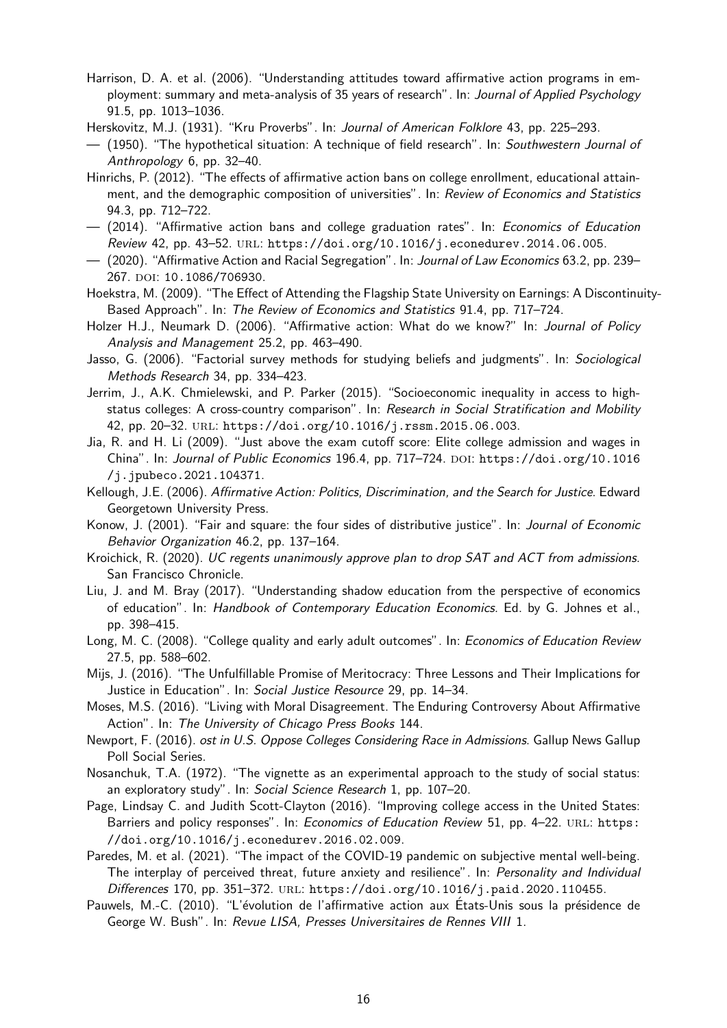Harrison, D. A. et al. (2006). "Understanding attitudes toward affirmative action programs in employment: summary and meta-analysis of 35 years of research". In: *Journal of Applied Psychology* 91.5, pp. 1013–1036.

Herskovitz, M.J. (1931). "Kru Proverbs". In: *Journal of American Folklore* 43, pp. 225–293.

— (1950). "The hypothetical situation: A technique of field research". In: *Southwestern Journal of Anthropology* 6, pp. 32–40.

Hinrichs, P. (2012). "The effects of affirmative action bans on college enrollment, educational attainment, and the demographic composition of universities". In: *Review of Economics and Statistics* 94.3, pp. 712–722.

— (2014). "Affirmative action bans and college graduation rates". In: *Economics of Education Review* 42, pp. 43–52. URL: https://doi.org/10.1016/j.econedurev.2014.06.005.

— (2020). "Affirmative Action and Racial Segregation". In: *Journal of Law Economics* 63.2, pp. 239–267. DOI: 10.1086/706930.

Hoekstra, M. (2009). "The Effect of Attending the Flagship State University on Earnings: A Discontinuity-Based Approach". In: *The Review of Economics and Statistics* 91.4, pp. 717–724.

Holzer H.J., Neumark D. (2006). "Affirmative action: What do we know?" In: *Journal of Policy Analysis and Management* 25.2, pp. 463–490.

Jasso, G. (2006). "Factorial survey methods for studying beliefs and judgments". In: *Sociological Methods Research* 34, pp. 334–423.

Jerrim, J., A.K. Chmielewski, and P. Parker (2015). "Socioeconomic inequality in access to high-status colleges: A cross-country comparison". In: *Research in Social Stratification and Mobility* 42, pp. 20–32. URL: https://doi.org/10.1016/j.rssm.2015.06.003.

Jia, R. and H. Li (2009). "Just above the exam cutoff score: Elite college admission and wages in China". In: *Journal of Public Economics* 196.4, pp. 717–724. DOI: https://doi.org/10.1016/j.jpubeco.2021.104371.

Kellough, J.E. (2006). *Affirmative Action: Politics, Discrimination, and the Search for Justice*. Edward Georgetown University Press.

Konow, J. (2001). "Fair and square: the four sides of distributive justice". In: *Journal of Economic Behavior Organization* 46.2, pp. 137–164.

Kroichick, R. (2020). *UC regents unanimously approve plan to drop SAT and ACT from admissions*. San Francisco Chronicle.

Liu, J. and M. Bray (2017). "Understanding shadow education from the perspective of economics of education". In: *Handbook of Contemporary Education Economics*. Ed. by G. Johnes et al., pp. 398–415.

Long, M. C. (2008). "College quality and early adult outcomes". In: *Economics of Education Review* 27.5, pp. 588–602.

Mijs, J. (2016). "The Unfulfillable Promise of Meritocracy: Three Lessons and Their Implications for Justice in Education". In: *Social Justice Resource* 29, pp. 14–34.

Moses, M.S. (2016). "Living with Moral Disagreement. The Enduring Controversy About Affirmative Action". In: *The University of Chicago Press Books* 144.

Newport, F. (2016). *ost in U.S. Oppose Colleges Considering Race in Admissions*. Gallup News Gallup Poll Social Series.

Nosanchuk, T.A. (1972). "The vignette as an experimental approach to the study of social status: an exploratory study". In: *Social Science Research* 1, pp. 107–20.

Page, Lindsay C. and Judith Scott-Clayton (2016). "Improving college access in the United States: Barriers and policy responses". In: *Economics of Education Review* 51, pp. 4–22. URL: https://doi.org/10.1016/j.econedurev.2016.02.009.

Paredes, M. et al. (2021). "The impact of the COVID-19 pandemic on subjective mental well-being. The interplay of perceived threat, future anxiety and resilience". In: *Personality and Individual Differences* 170, pp. 351–372. URL: https://doi.org/10.1016/j.paid.2020.110455.

Pauwels, M.-C. (2010). "L'évolution de l'affirmative action aux États-Unis sous la présidence de George W. Bush". In: *Revue LISA, Presses Universitaires de Rennes VIII* 1.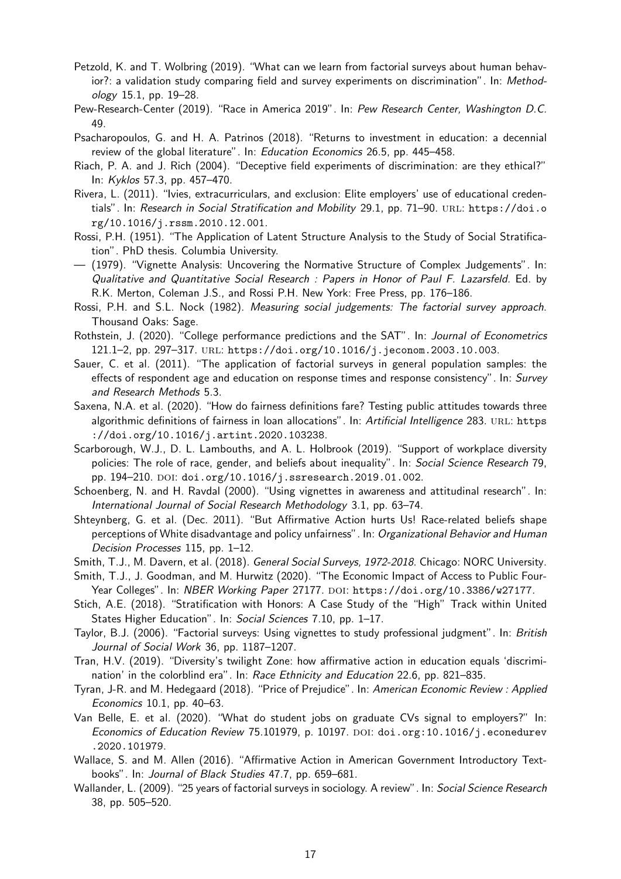Petzold, K. and T. Wolbring (2019). "What can we learn from factorial surveys about human behavior?: a validation study comparing field and survey experiments on discrimination". In: *Methodology* 15.1, pp. 19–28.

Pew-Research-Center (2019). "Race in America 2019". In: *Pew Research Center, Washington D.C.* 49.

Psacharopoulos, G. and H. A. Patrinos (2018). "Returns to investment in education: a decennial review of the global literature". In: *Education Economics* 26.5, pp. 445–458.

Riach, P. A. and J. Rich (2004). "Deceptive field experiments of discrimination: are they ethical?" In: *Kyklos* 57.3, pp. 457–470.

Rivera, L. (2011). "Ivies, extracurriculars, and exclusion: Elite employers' use of educational credentials". In: *Research in Social Stratification and Mobility* 29.1, pp. 71–90. URL: `https://doi.org/10.1016/j.rssm.2010.12.001`.

Rossi, P.H. (1951). "The Application of Latent Structure Analysis to the Study of Social Stratification". PhD thesis. Columbia University.

— (1979). "Vignette Analysis: Uncovering the Normative Structure of Complex Judgements". In: *Qualitative and Quantitative Social Research : Papers in Honor of Paul F. Lazarsfeld*. Ed. by R.K. Merton, Coleman J.S., and Rossi P.H. New York: Free Press, pp. 176–186.

Rossi, P.H. and S.L. Nock (1982). *Measuring social judgements: The factorial survey approach*. Thousand Oaks: Sage.

Rothstein, J. (2020). "College performance predictions and the SAT". In: *Journal of Econometrics* 121.1–2, pp. 297–317. URL: `https://doi.org/10.1016/j.jeconom.2003.10.003`.

Sauer, C. et al. (2011). "The application of factorial surveys in general population samples: the effects of respondent age and education on response times and response consistency". In: *Survey and Research Methods* 5.3.

Saxena, N.A. et al. (2020). "How do fairness definitions fare? Testing public attitudes towards three algorithmic definitions of fairness in loan allocations". In: *Artificial Intelligence* 283. URL: `https://doi.org/10.1016/j.artint.2020.103238`.

Scarborough, W.J., D. L. Lambouths, and A. L. Holbrook (2019). "Support of workplace diversity policies: The role of race, gender, and beliefs about inequality". In: *Social Science Research* 79, pp. 194–210. DOI: `doi.org/10.1016/j.ssresearch.2019.01.002`.

Schoenberg, N. and H. Ravdal (2000). "Using vignettes in awareness and attitudinal research". In: *International Journal of Social Research Methodology* 3.1, pp. 63–74.

Shteynberg, G. et al. (Dec. 2011). "But Affirmative Action hurts Us! Race-related beliefs shape perceptions of White disadvantage and policy unfairness". In: *Organizational Behavior and Human Decision Processes* 115, pp. 1–12.

Smith, T.J., M. Davern, et al. (2018). *General Social Surveys, 1972-2018*. Chicago: NORC University.

Smith, T.J., J. Goodman, and M. Hurwitz (2020). "The Economic Impact of Access to Public Four-Year Colleges". In: *NBER Working Paper* 27177. DOI: `https://doi.org/10.3386/w27177`.

Stich, A.E. (2018). "Stratification with Honors: A Case Study of the "High" Track within United States Higher Education". In: *Social Sciences* 7.10, pp. 1–17.

Taylor, B.J. (2006). "Factorial surveys: Using vignettes to study professional judgment". In: *British Journal of Social Work* 36, pp. 1187–1207.

Tran, H.V. (2019). "Diversity's twilight Zone: how affirmative action in education equals 'discrimination' in the colorblind era". In: *Race Ethnicity and Education* 22.6, pp. 821–835.

Tyran, J-R. and M. Hedegaard (2018). "Price of Prejudice". In: *American Economic Review : Applied Economics* 10.1, pp. 40–63.

Van Belle, E. et al. (2020). "What do student jobs on graduate CVs signal to employers?" In: *Economics of Education Review* 75.101979, p. 10197. DOI: `doi.org:10.1016/j.econedurev.2020.101979`.

Wallace, S. and M. Allen (2016). "Affirmative Action in American Government Introductory Textbooks". In: *Journal of Black Studies* 47.7, pp. 659–681.

Wallander, L. (2009). "25 years of factorial surveys in sociology. A review". In: *Social Science Research* 38, pp. 505–520.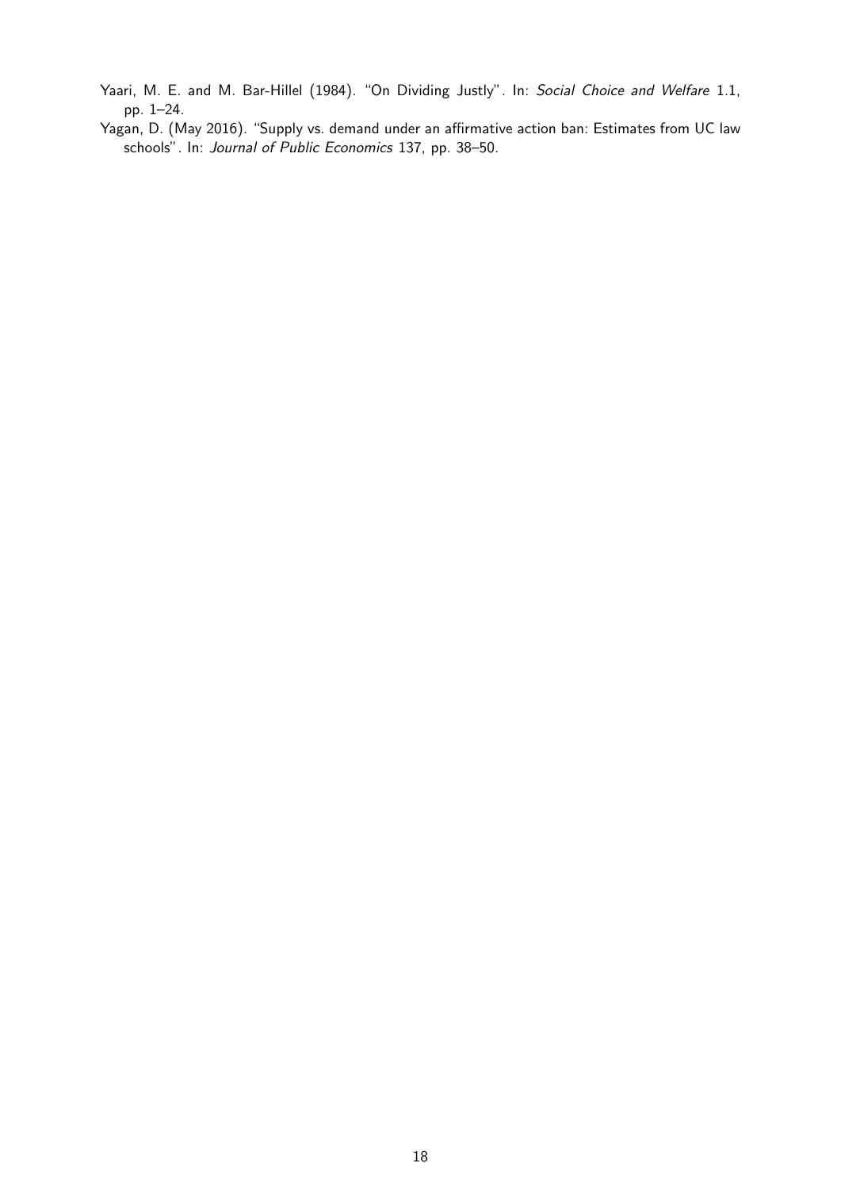Yaari, M. E. and M. Bar-Hillel (1984). "On Dividing Justly". In: *Social Choice and Welfare* 1.1, pp. 1–24.

Yagan, D. (May 2016). "Supply vs. demand under an affirmative action ban: Estimates from UC law schools". In: *Journal of Public Economics* 137, pp. 38–50.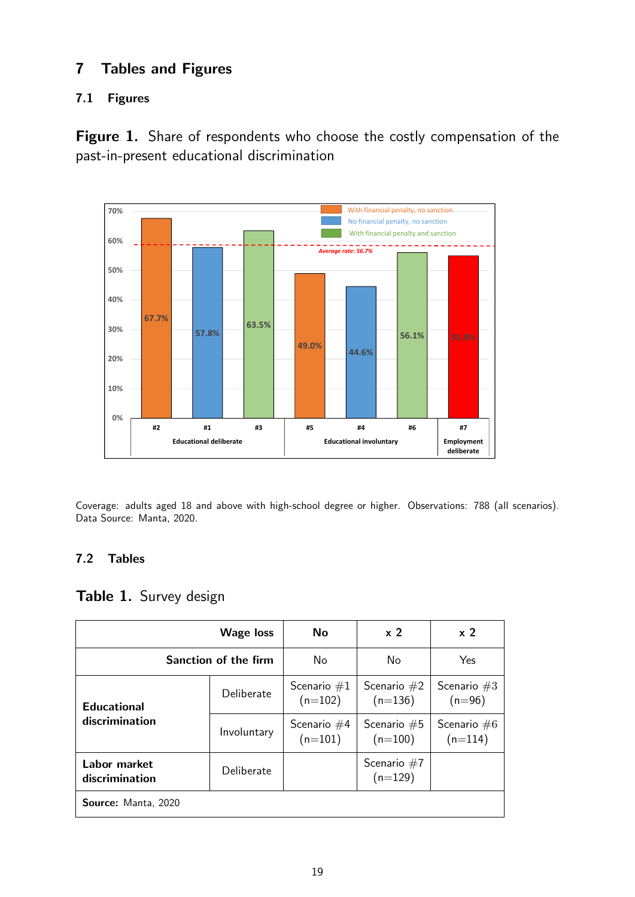# 7 Tables and Figures

## 7.1 Figures

**Figure 1.** Share of respondents who choose the costly compensation of the past-in-present educational discrimination

Coverage: adults aged 18 and above with high-school degree or higher. Observations: 788 (all scenarios). Data Source: Manta, 2020.

## 7.2 Tables

**Table 1.** Survey design

| | | Wage loss | No | x 2 | x 2 |
|---|---|---|---|---|---|
| | | **Sanction of the firm** | No | No | Yes |
| **Educational discrimination** | Deliberate | | Scenario #1 (n=102) | Scenario #2 (n=136) | Scenario #3 (n=96) |
| | Involuntary | | Scenario #4 (n=101) | Scenario #5 (n=100) | Scenario #6 (n=114) |
| **Labor market discrimination** | Deliberate | | | Scenario #7 (n=129) | |

**Source:** Manta, 2020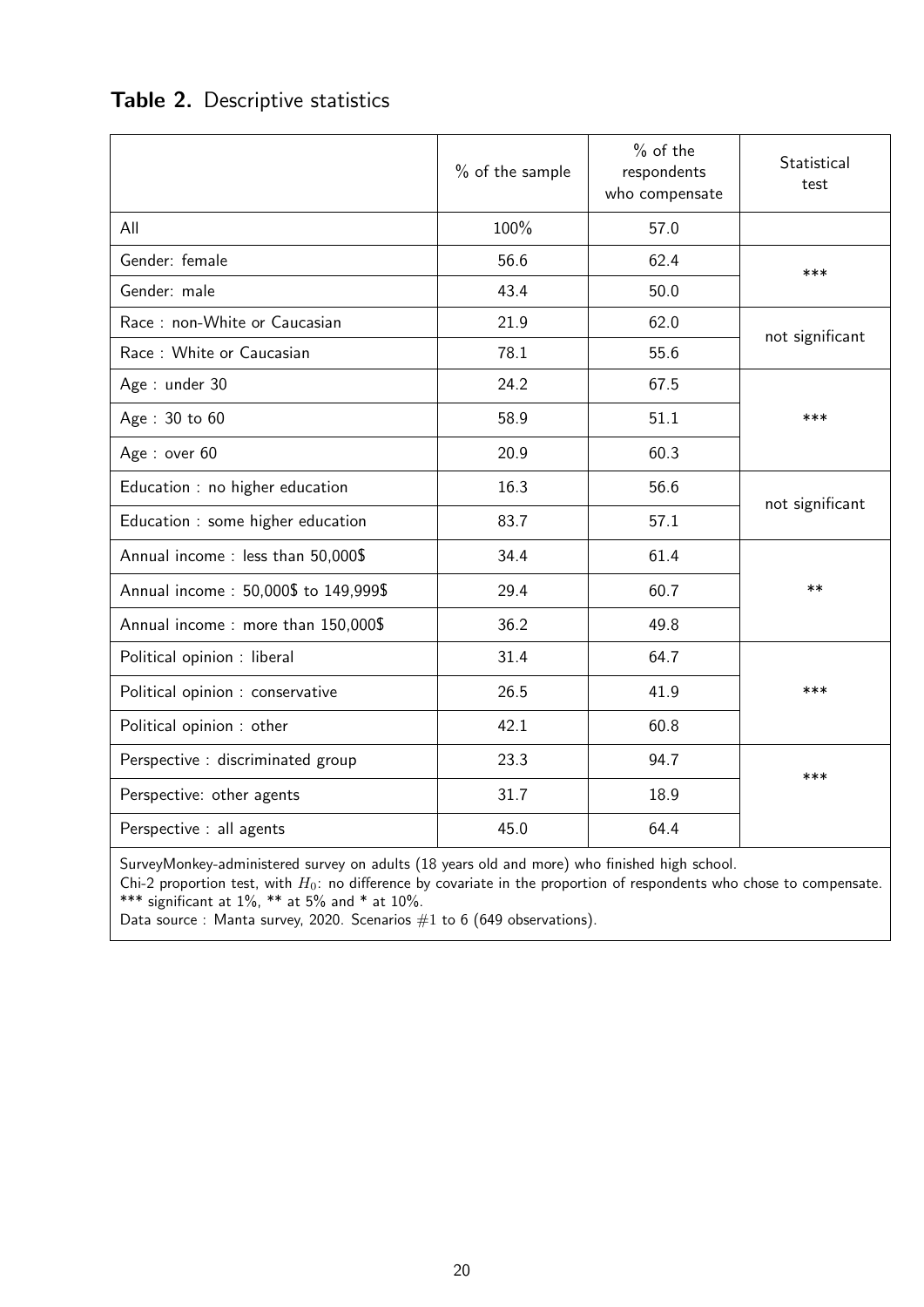**Table 2.** Descriptive statistics

| | % of the sample | % of the respondents who compensate | Statistical test |
|---|---|---|---|
| All | 100% | 57.0 | |
| Gender: female | 56.6 | 62.4 | *** |
| Gender: male | 43.4 | 50.0 | |
| Race : non-White or Caucasian | 21.9 | 62.0 | not significant |
| Race : White or Caucasian | 78.1 | 55.6 | |
| Age : under 30 | 24.2 | 67.5 | *** |
| Age : 30 to 60 | 58.9 | 51.1 | |
| Age : over 60 | 20.9 | 60.3 | |
| Education : no higher education | 16.3 | 56.6 | not significant |
| Education : some higher education | 83.7 | 57.1 | |
| Annual income : less than 50,000$ | 34.4 | 61.4 | ** |
| Annual income : 50,000$ to 149,999$ | 29.4 | 60.7 | |
| Annual income : more than 150,000$ | 36.2 | 49.8 | |
| Political opinion : liberal | 31.4 | 64.7 | *** |
| Political opinion : conservative | 26.5 | 41.9 | |
| Political opinion : other | 42.1 | 60.8 | |
| Perspective : discriminated group | 23.3 | 94.7 | *** |
| Perspective: other agents | 31.7 | 18.9 | |
| Perspective : all agents | 45.0 | 64.4 | |

SurveyMonkey-administered survey on adults (18 years old and more) who finished high school.
Chi-2 proportion test, with $H_0$: no difference by covariate in the proportion of respondents who chose to compensate.
*** significant at 1%, ** at 5% and * at 10%.
Data source : Manta survey, 2020. Scenarios #1 to 6 (649 observations).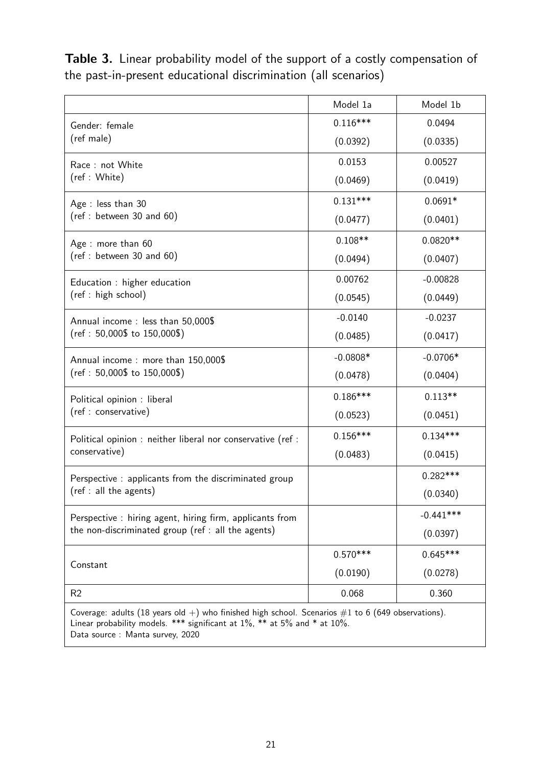**Table 3.** Linear probability model of the support of a costly compensation of the past-in-present educational discrimination (all scenarios)

| | Model 1a | Model 1b |
|---|---|---|
| Gender: female (ref male) | 0.116*** | 0.0494 |
| | (0.0392) | (0.0335) |
| Race : not White (ref : White) | 0.0153 | 0.00527 |
| | (0.0469) | (0.0419) |
| Age : less than 30 (ref : between 30 and 60) | 0.131*** | 0.0691* |
| | (0.0477) | (0.0401) |
| Age : more than 60 (ref : between 30 and 60) | 0.108** | 0.0820** |
| | (0.0494) | (0.0407) |
| Education : higher education (ref : high school) | 0.00762 | -0.00828 |
| | (0.0545) | (0.0449) |
| Annual income : less than 50,000$ (ref : 50,000$ to 150,000$) | -0.0140 | -0.0237 |
| | (0.0485) | (0.0417) |
| Annual income : more than 150,000$ (ref : 50,000$ to 150,000$) | -0.0808* | -0.0706* |
| | (0.0478) | (0.0404) |
| Political opinion : liberal (ref : conservative) | 0.186*** | 0.113** |
| | (0.0523) | (0.0451) |
| Political opinion : neither liberal nor conservative (ref : conservative) | 0.156*** | 0.134*** |
| | (0.0483) | (0.0415) |
| Perspective : applicants from the discriminated group (ref : all the agents) | | 0.282*** |
| | | (0.0340) |
| Perspective : hiring agent, hiring firm, applicants from the non-discriminated group (ref : all the agents) | | -0.441*** |
| | | (0.0397) |
| Constant | 0.570*** | 0.645*** |
| | (0.0190) | (0.0278) |
| R2 | 0.068 | 0.360 |

Coverage: adults (18 years old +) who finished high school. Scenarios #1 to 6 (649 observations).
Linear probability models. *** significant at 1%, ** at 5% and * at 10%.
Data source : Manta survey, 2020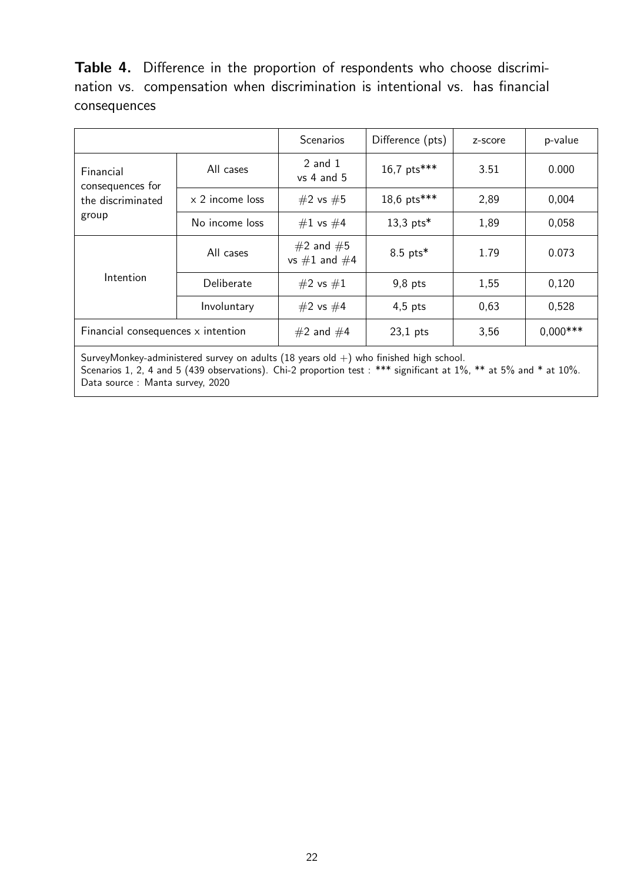**Table 4.** Difference in the proportion of respondents who choose discrimination vs. compensation when discrimination is intentional vs. has financial consequences

| | | Scenarios | Difference (pts) | z-score | p-value |
|---|---|---|---|---|---|
| Financial consequences for the discriminated group | All cases | 2 and 1 vs 4 and 5 | 16,7 pts*** | 3.51 | 0.000 |
| | x 2 income loss | #2 vs #5 | 18,6 pts*** | 2,89 | 0,004 |
| | No income loss | #1 vs #4 | 13,3 pts* | 1,89 | 0,058 |
| Intention | All cases | #2 and #5 vs #1 and #4 | 8.5 pts* | 1.79 | 0.073 |
| | Deliberate | #2 vs #1 | 9,8 pts | 1,55 | 0,120 |
| | Involuntary | #2 vs #4 | 4,5 pts | 0,63 | 0,528 |
| Financial consequences x intention | | #2 and #4 | 23,1 pts | 3,56 | 0,000*** |

SurveyMonkey-administered survey on adults (18 years old +) who finished high school.
Scenarios 1, 2, 4 and 5 (439 observations). Chi-2 proportion test : *** significant at 1%, ** at 5% and * at 10%.
Data source : Manta survey, 2020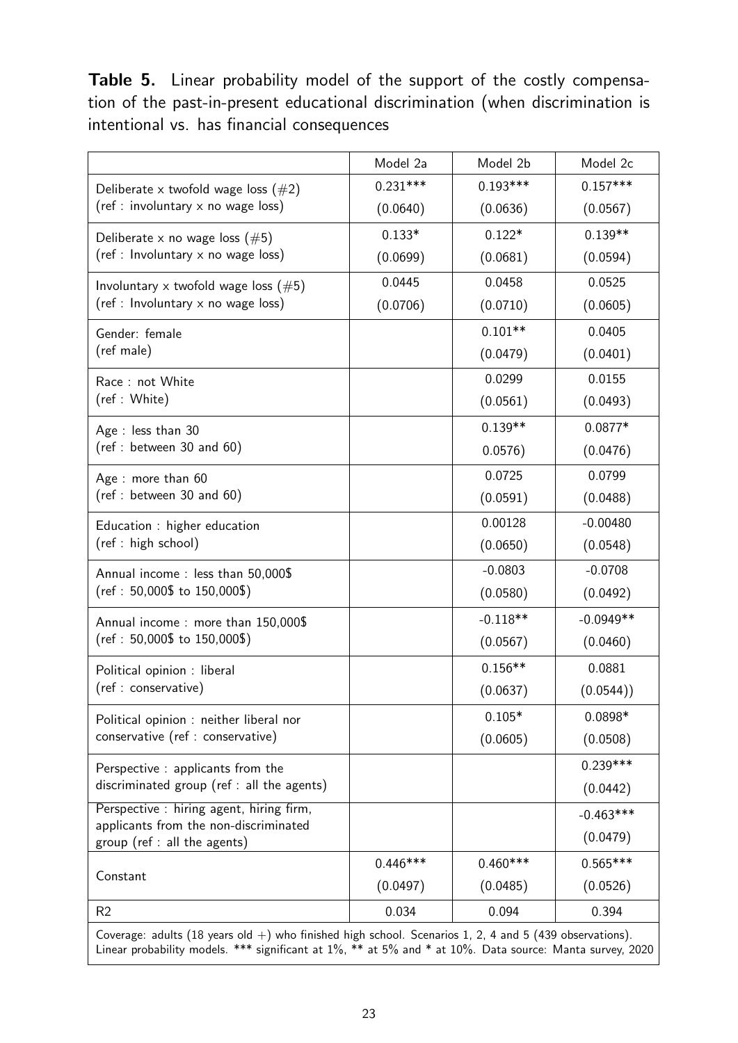**Table 5.** Linear probability model of the support of the costly compensation of the past-in-present educational discrimination (when discrimination is intentional vs. has financial consequences

| | Model 2a | Model 2b | Model 2c |
|---|---|---|---|
| Deliberate x twofold wage loss (#2) (ref : involuntary x no wage loss) | 0.231*** (0.0640) | 0.193*** (0.0636) | 0.157*** (0.0567) |
| Deliberate x no wage loss (#5) (ref : Involuntary x no wage loss) | 0.133* (0.0699) | 0.122* (0.0681) | 0.139** (0.0594) |
| Involuntary x twofold wage loss (#5) (ref : Involuntary x no wage loss) | 0.0445 (0.0706) | 0.0458 (0.0710) | 0.0525 (0.0605) |
| Gender: female (ref male) | | 0.101** (0.0479) | 0.0405 (0.0401) |
| Race : not White (ref : White) | | 0.0299 (0.0561) | 0.0155 (0.0493) |
| Age : less than 30 (ref : between 30 and 60) | | 0.139** 0.0576) | 0.0877* (0.0476) |
| Age : more than 60 (ref : between 30 and 60) | | 0.0725 (0.0591) | 0.0799 (0.0488) |
| Education : higher education (ref : high school) | | 0.00128 (0.0650) | -0.00480 (0.0548) |
| Annual income : less than 50,000$ (ref : 50,000$ to 150,000$) | | -0.0803 (0.0580) | -0.0708 (0.0492) |
| Annual income : more than 150,000$ (ref : 50,000$ to 150,000$) | | -0.118** (0.0567) | -0.0949** (0.0460) |
| Political opinion : liberal (ref : conservative) | | 0.156** (0.0637) | 0.0881 (0.0544)) |
| Political opinion : neither liberal nor conservative (ref : conservative) | | 0.105* (0.0605) | 0.0898* (0.0508) |
| Perspective : applicants from the discriminated group (ref : all the agents) | | | 0.239*** (0.0442) |
| Perspective : hiring agent, hiring firm, applicants from the non-discriminated group (ref : all the agents) | | | -0.463*** (0.0479) |
| Constant | 0.446*** (0.0497) | 0.460*** (0.0485) | 0.565*** (0.0526) |
| R2 | 0.034 | 0.094 | 0.394 |

Coverage: adults (18 years old +) who finished high school. Scenarios 1, 2, 4 and 5 (439 observations). Linear probability models. *** significant at 1%, ** at 5% and * at 10%. Data source: Manta survey, 2020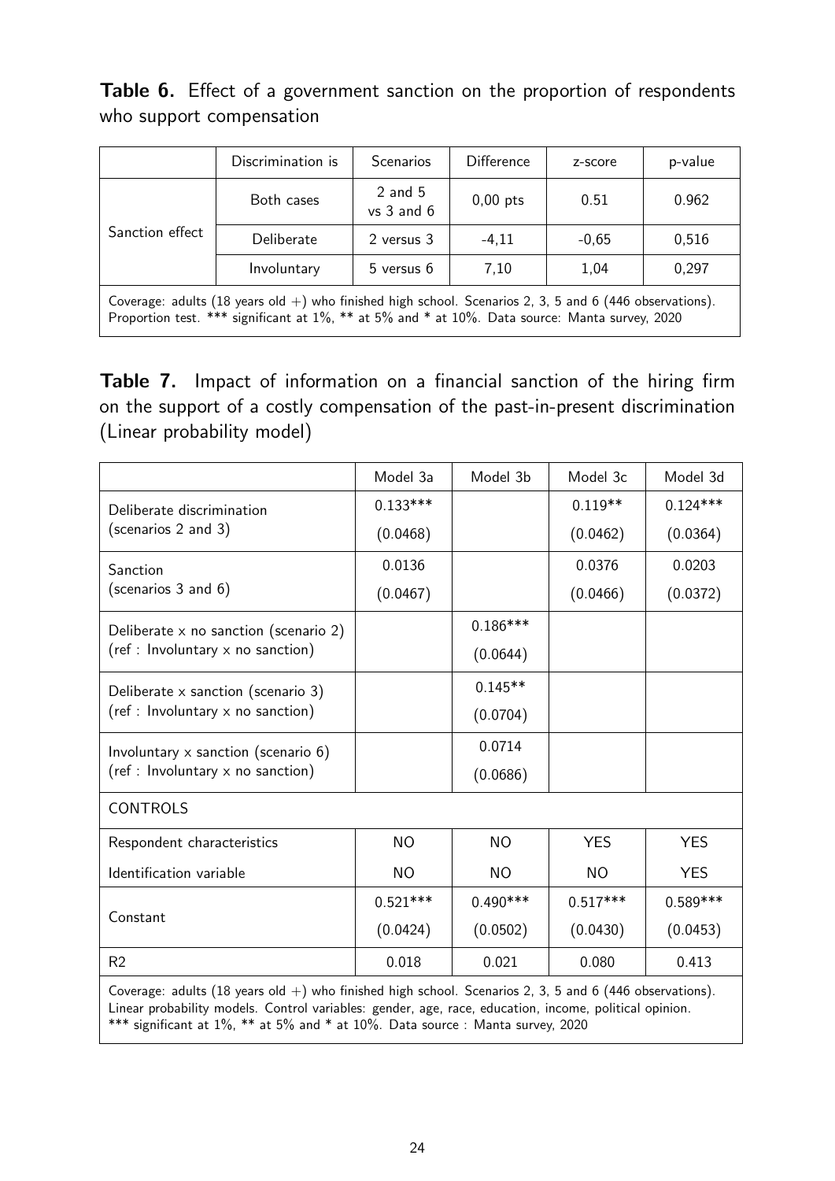**Table 6.** Effect of a government sanction on the proportion of respondents who support compensation

| | Discrimination is | Scenarios | Difference | z-score | p-value |
|---|---|---|---|---|---|
| Sanction effect | Both cases | 2 and 5 vs 3 and 6 | 0,00 pts | 0.51 | 0.962 |
| | Deliberate | 2 versus 3 | -4,11 | -0,65 | 0,516 |
| | Involuntary | 5 versus 6 | 7,10 | 1,04 | 0,297 |

Coverage: adults (18 years old +) who finished high school. Scenarios 2, 3, 5 and 6 (446 observations). Proportion test. *** significant at 1%, ** at 5% and * at 10%. Data source: Manta survey, 2020

**Table 7.** Impact of information on a financial sanction of the hiring firm on the support of a costly compensation of the past-in-present discrimination (Linear probability model)

| | Model 3a | Model 3b | Model 3c | Model 3d |
|---|---|---|---|---|
| Deliberate discrimination (scenarios 2 and 3) | 0.133*** | | 0.119** | 0.124*** |
| | (0.0468) | | (0.0462) | (0.0364) |
| Sanction (scenarios 3 and 6) | 0.0136 | | 0.0376 | 0.0203 |
| | (0.0467) | | (0.0466) | (0.0372) |
| Deliberate x no sanction (scenario 2) (ref : Involuntary x no sanction) | | 0.186*** | | |
| | | (0.0644) | | |
| Deliberate x sanction (scenario 3) (ref : Involuntary x no sanction) | | 0.145** | | |
| | | (0.0704) | | |
| Involuntary x sanction (scenario 6) (ref : Involuntary x no sanction) | | 0.0714 | | |
| | | (0.0686) | | |
| CONTROLS | | | | |
| Respondent characteristics | NO | NO | YES | YES |
| Identification variable | NO | NO | NO | YES |
| Constant | 0.521*** | 0.490*** | 0.517*** | 0.589*** |
| | (0.0424) | (0.0502) | (0.0430) | (0.0453) |
| R2 | 0.018 | 0.021 | 0.080 | 0.413 |

Coverage: adults (18 years old +) who finished high school. Scenarios 2, 3, 5 and 6 (446 observations). Linear probability models. Control variables: gender, age, race, education, income, political opinion. *** significant at 1%, ** at 5% and * at 10%. Data source : Manta survey, 2020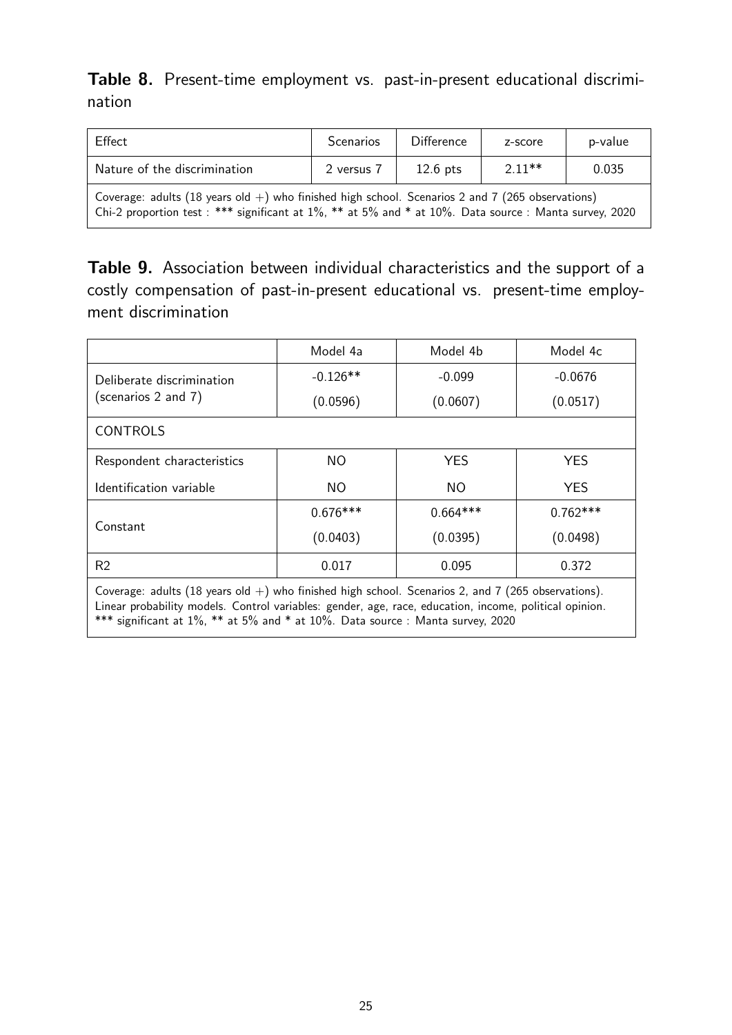**Table 8.** Present-time employment vs. past-in-present educational discrimination

| Effect | Scenarios | Difference | z-score | p-value |
|---|---|---|---|---|
| Nature of the discrimination | 2 versus 7 | 12.6 pts | 2.11** | 0.035 |

Coverage: adults (18 years old +) who finished high school. Scenarios 2 and 7 (265 observations)
Chi-2 proportion test : *** significant at 1%, ** at 5% and * at 10%. Data source : Manta survey, 2020

**Table 9.** Association between individual characteristics and the support of a costly compensation of past-in-present educational vs. present-time employment discrimination

| | Model 4a | Model 4b | Model 4c |
|---|---|---|---|
| Deliberate discrimination (scenarios 2 and 7) | -0.126** | -0.099 | -0.0676 |
| | (0.0596) | (0.0607) | (0.0517) |
| CONTROLS | | | |
| Respondent characteristics | NO | YES | YES |
| Identification variable | NO | NO | YES |
| Constant | 0.676*** | 0.664*** | 0.762*** |
| | (0.0403) | (0.0395) | (0.0498) |
| R2 | 0.017 | 0.095 | 0.372 |

Coverage: adults (18 years old +) who finished high school. Scenarios 2, and 7 (265 observations).
Linear probability models. Control variables: gender, age, race, education, income, political opinion.
*** significant at 1%, ** at 5% and * at 10%. Data source : Manta survey, 2020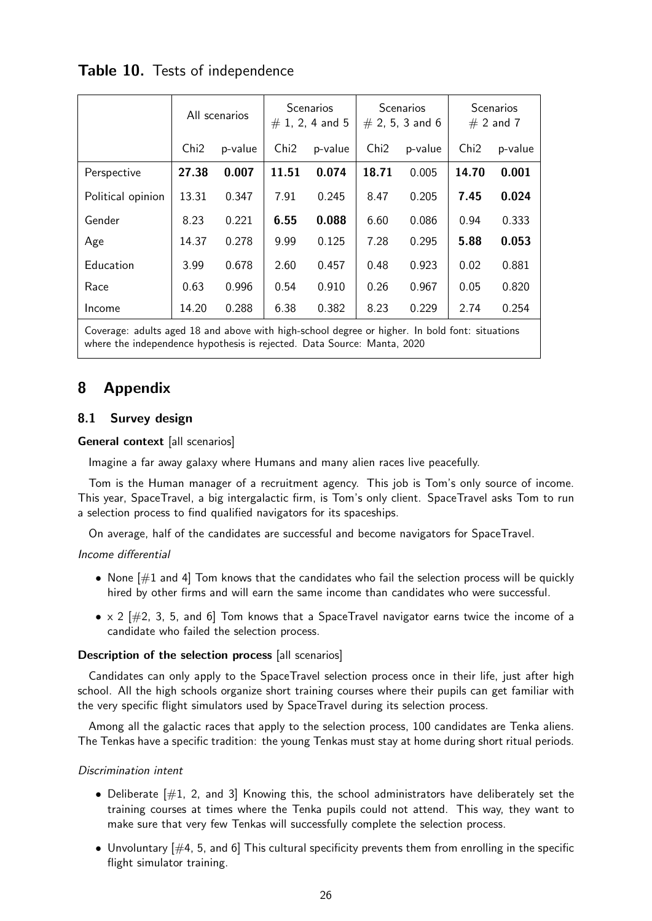**Table 10.** Tests of independence

| | All scenarios | | Scenarios # 1, 2, 4 and 5 | | Scenarios # 2, 5, 3 and 6 | | Scenarios # 2 and 7 | |
|---|---|---|---|---|---|---|---|---|
| | Chi2 | p-value | Chi2 | p-value | Chi2 | p-value | Chi2 | p-value |
| Perspective | **27.38** | **0.007** | **11.51** | **0.074** | **18.71** | 0.005 | **14.70** | **0.001** |
| Political opinion | 13.31 | 0.347 | 7.91 | 0.245 | 8.47 | 0.205 | **7.45** | **0.024** |
| Gender | 8.23 | 0.221 | **6.55** | **0.088** | 6.60 | 0.086 | 0.94 | 0.333 |
| Age | 14.37 | 0.278 | 9.99 | 0.125 | 7.28 | 0.295 | **5.88** | **0.053** |
| Education | 3.99 | 0.678 | 2.60 | 0.457 | 0.48 | 0.923 | 0.02 | 0.881 |
| Race | 0.63 | 0.996 | 0.54 | 0.910 | 0.26 | 0.967 | 0.05 | 0.820 |
| Income | 14.20 | 0.288 | 6.38 | 0.382 | 8.23 | 0.229 | 2.74 | 0.254 |

Coverage: adults aged 18 and above with high-school degree or higher. In bold font: situations where the independence hypothesis is rejected. Data Source: Manta, 2020

## 8 Appendix

### 8.1 Survey design

**General context** [all scenarios]

Imagine a far away galaxy where Humans and many alien races live peacefully.

Tom is the Human manager of a recruitment agency. This job is Tom's only source of income. This year, SpaceTravel, a big intergalactic firm, is Tom's only client. SpaceTravel asks Tom to run a selection process to find qualified navigators for its spaceships.

On average, half of the candidates are successful and become navigators for SpaceTravel.

*Income differential*

- None [#1 and 4] Tom knows that the candidates who fail the selection process will be quickly hired by other firms and will earn the same income than candidates who were successful.
- x 2 [#2, 3, 5, and 6] Tom knows that a SpaceTravel navigator earns twice the income of a candidate who failed the selection process.

**Description of the selection process** [all scenarios]

Candidates can only apply to the SpaceTravel selection process once in their life, just after high school. All the high schools organize short training courses where their pupils can get familiar with the very specific flight simulators used by SpaceTravel during its selection process.

Among all the galactic races that apply to the selection process, 100 candidates are Tenka aliens. The Tenkas have a specific tradition: the young Tenkas must stay at home during short ritual periods.

*Discrimination intent*

- Deliberate [#1, 2, and 3] Knowing this, the school administrators have deliberately set the training courses at times where the Tenka pupils could not attend. This way, they want to make sure that very few Tenkas will successfully complete the selection process.
- Unvoluntary [#4, 5, and 6] This cultural specificity prevents them from enrolling in the specific flight simulator training.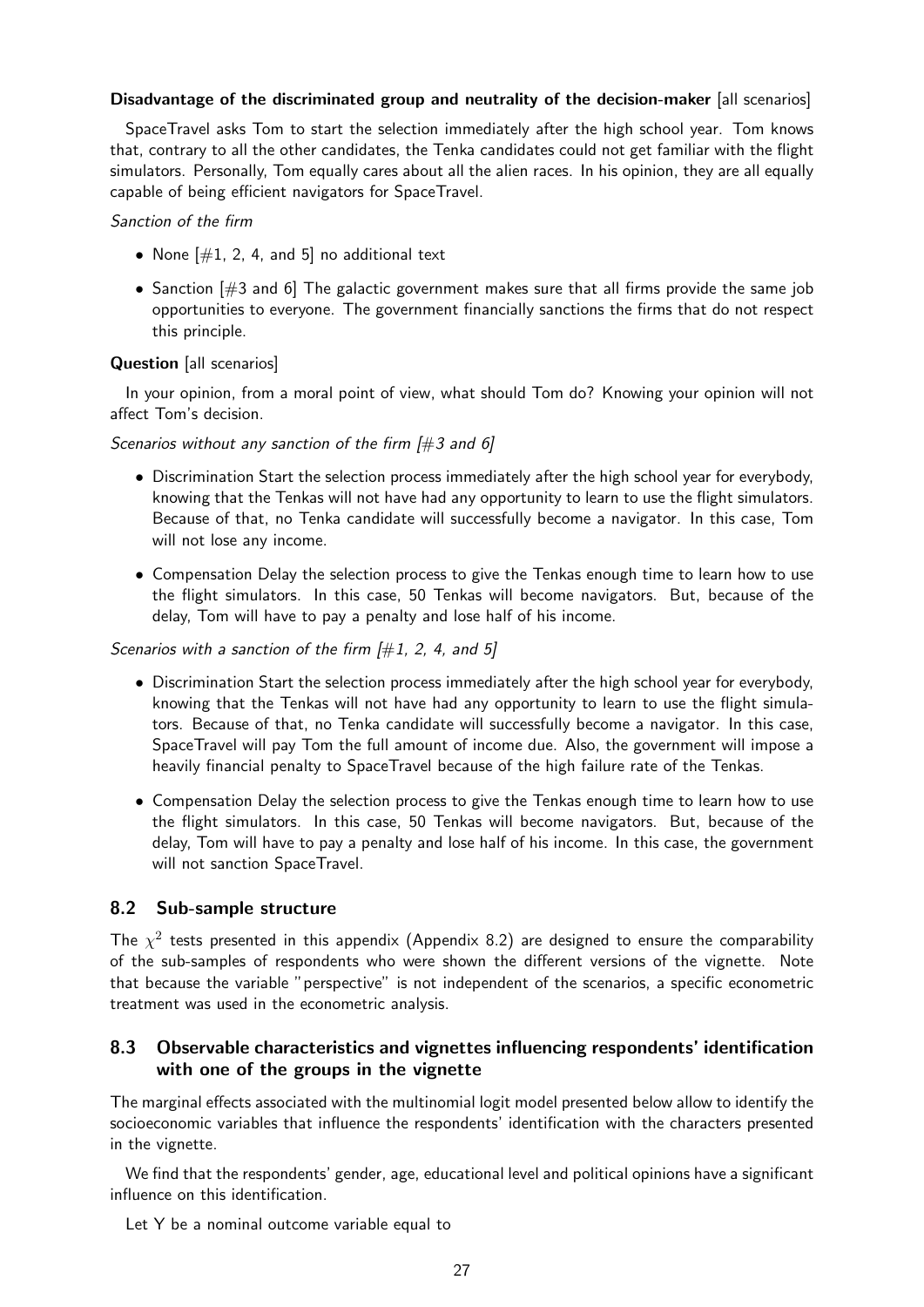**Disadvantage of the discriminated group and neutrality of the decision-maker** [all scenarios]

SpaceTravel asks Tom to start the selection immediately after the high school year. Tom knows that, contrary to all the other candidates, the Tenka candidates could not get familiar with the flight simulators. Personally, Tom equally cares about all the alien races. In his opinion, they are all equally capable of being efficient navigators for SpaceTravel.

*Sanction of the firm*

- None [#1, 2, 4, and 5] no additional text
- Sanction [#3 and 6] The galactic government makes sure that all firms provide the same job opportunities to everyone. The government financially sanctions the firms that do not respect this principle.

**Question** [all scenarios]

In your opinion, from a moral point of view, what should Tom do? Knowing your opinion will not affect Tom's decision.

*Scenarios without any sanction of the firm [#3 and 6]*

- Discrimination Start the selection process immediately after the high school year for everybody, knowing that the Tenkas will not have had any opportunity to learn to use the flight simulators. Because of that, no Tenka candidate will successfully become a navigator. In this case, Tom will not lose any income.
- Compensation Delay the selection process to give the Tenkas enough time to learn how to use the flight simulators. In this case, 50 Tenkas will become navigators. But, because of the delay, Tom will have to pay a penalty and lose half of his income.

*Scenarios with a sanction of the firm [#1, 2, 4, and 5]*

- Discrimination Start the selection process immediately after the high school year for everybody, knowing that the Tenkas will not have had any opportunity to learn to use the flight simulators. Because of that, no Tenka candidate will successfully become a navigator. In this case, SpaceTravel will pay Tom the full amount of income due. Also, the government will impose a heavily financial penalty to SpaceTravel because of the high failure rate of the Tenkas.
- Compensation Delay the selection process to give the Tenkas enough time to learn how to use the flight simulators. In this case, 50 Tenkas will become navigators. But, because of the delay, Tom will have to pay a penalty and lose half of his income. In this case, the government will not sanction SpaceTravel.

## 8.2 Sub-sample structure

The $\chi^2$ tests presented in this appendix (Appendix 8.2) are designed to ensure the comparability of the sub-samples of respondents who were shown the different versions of the vignette. Note that because the variable "perspective" is not independent of the scenarios, a specific econometric treatment was used in the econometric analysis.

## 8.3 Observable characteristics and vignettes influencing respondents' identification with one of the groups in the vignette

The marginal effects associated with the multinomial logit model presented below allow to identify the socioeconomic variables that influence the respondents' identification with the characters presented in the vignette.

We find that the respondents' gender, age, educational level and political opinions have a significant influence on this identification.

Let Y be a nominal outcome variable equal to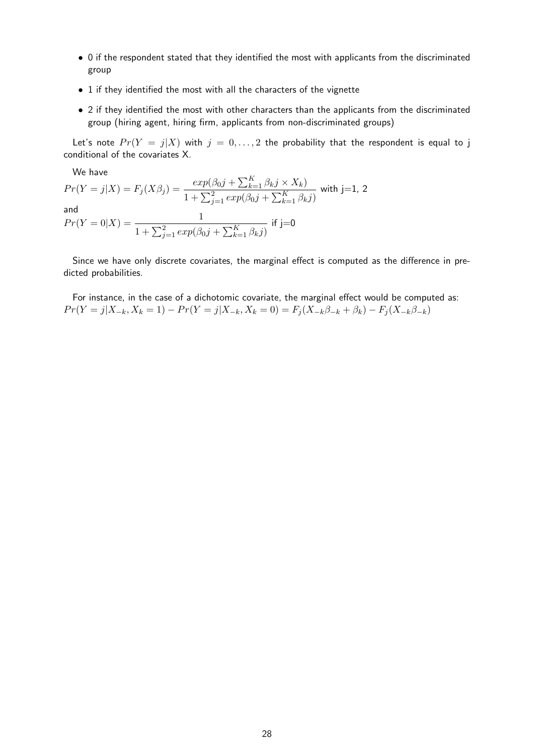- 0 if the respondent stated that they identified the most with applicants from the discriminated group
- 1 if they identified the most with all the characters of the vignette
- 2 if they identified the most with other characters than the applicants from the discriminated group (hiring agent, hiring firm, applicants from non-discriminated groups)

Let's note $Pr(Y = j|X)$ with $j = 0, \ldots, 2$ the probability that the respondent is equal to j conditional of the covariates X.

We have

$$Pr(Y = j|X) = F_j(X\beta_j) = \frac{exp(\beta_0 j + \sum_{k=1}^{K} \beta_k j \times X_k)}{1 + \sum_{j=1}^{2} exp(\beta_0 j + \sum_{k=1}^{K} \beta_k j)} \text{ with j=1, 2}$$

and

$$Pr(Y = 0|X) = \frac{1}{1 + \sum_{j=1}^{2} exp(\beta_0 j + \sum_{k=1}^{K} \beta_k j)} \text{ if j=0}$$

Since we have only discrete covariates, the marginal effect is computed as the difference in predicted probabilities.

For instance, in the case of a dichotomic covariate, the marginal effect would be computed as: $Pr(Y = j|X_{-k}, X_k = 1) - Pr(Y = j|X_{-k}, X_k = 0) = F_j(X_{-k}\beta_{-k} + \beta_k) - F_j(X_{-k}\beta_{-k})$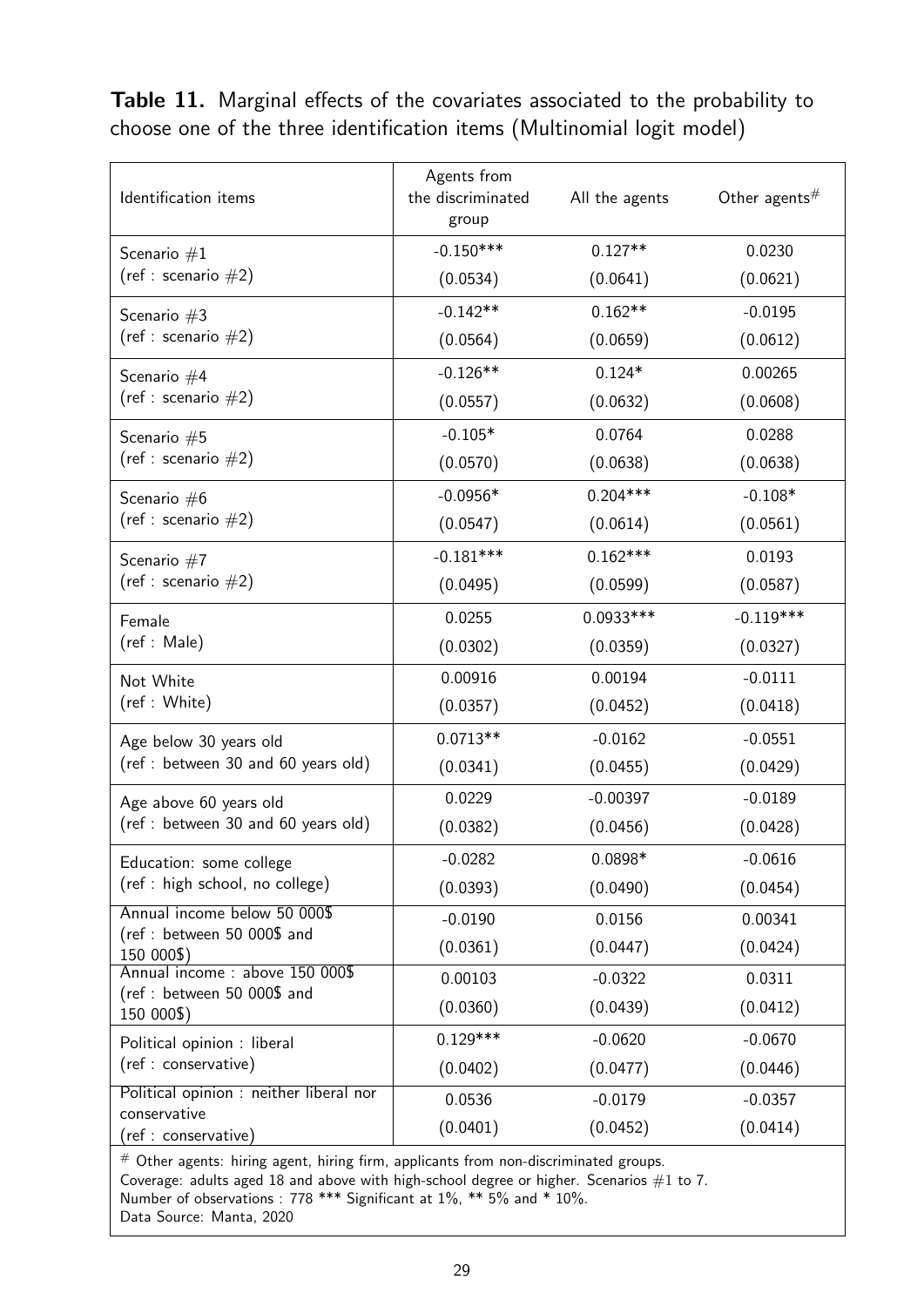**Table 11.** Marginal effects of the covariates associated to the probability to choose one of the three identification items (Multinomial logit model)

| Identification items | Agents from the discriminated group | All the agents | Other agents# |
|---|---|---|---|
| Scenario #1 (ref : scenario #2) | -0.150*** | 0.127** | 0.0230 |
| | (0.0534) | (0.0641) | (0.0621) |
| Scenario #3 (ref : scenario #2) | -0.142** | 0.162** | -0.0195 |
| | (0.0564) | (0.0659) | (0.0612) |
| Scenario #4 (ref : scenario #2) | -0.126** | 0.124* | 0.00265 |
| | (0.0557) | (0.0632) | (0.0608) |
| Scenario #5 (ref : scenario #2) | -0.105* | 0.0764 | 0.0288 |
| | (0.0570) | (0.0638) | (0.0638) |
| Scenario #6 (ref : scenario #2) | -0.0956* | 0.204*** | -0.108* |
| | (0.0547) | (0.0614) | (0.0561) |
| Scenario #7 (ref : scenario #2) | -0.181*** | 0.162*** | 0.0193 |
| | (0.0495) | (0.0599) | (0.0587) |
| Female (ref : Male) | 0.0255 | 0.0933*** | -0.119*** |
| | (0.0302) | (0.0359) | (0.0327) |
| Not White (ref : White) | 0.00916 | 0.00194 | -0.0111 |
| | (0.0357) | (0.0452) | (0.0418) |
| Age below 30 years old (ref : between 30 and 60 years old) | 0.0713** | -0.0162 | -0.0551 |
| | (0.0341) | (0.0455) | (0.0429) |
| Age above 60 years old (ref : between 30 and 60 years old) | 0.0229 | -0.00397 | -0.0189 |
| | (0.0382) | (0.0456) | (0.0428) |
| Education: some college (ref : high school, no college) | -0.0282 | 0.0898* | -0.0616 |
| | (0.0393) | (0.0490) | (0.0454) |
| Annual income below 50 000$ (ref : between 50 000$ and 150 000$) | -0.0190 | 0.0156 | 0.00341 |
| | (0.0361) | (0.0447) | (0.0424) |
| Annual income : above 150 000$ (ref : between 50 000$ and 150 000$) | 0.00103 | -0.0322 | 0.0311 |
| | (0.0360) | (0.0439) | (0.0412) |
| Political opinion : liberal (ref : conservative) | 0.129*** | -0.0620 | -0.0670 |
| | (0.0402) | (0.0477) | (0.0446) |
| Political opinion : neither liberal nor conservative (ref : conservative) | 0.0536 | -0.0179 | -0.0357 |
| | (0.0401) | (0.0452) | (0.0414) |

# Other agents: hiring agent, hiring firm, applicants from non-discriminated groups.
Coverage: adults aged 18 and above with high-school degree or higher. Scenarios #1 to 7.
Number of observations : 778 *** Significant at 1%, ** 5% and * 10%.
Data Source: Manta, 2020